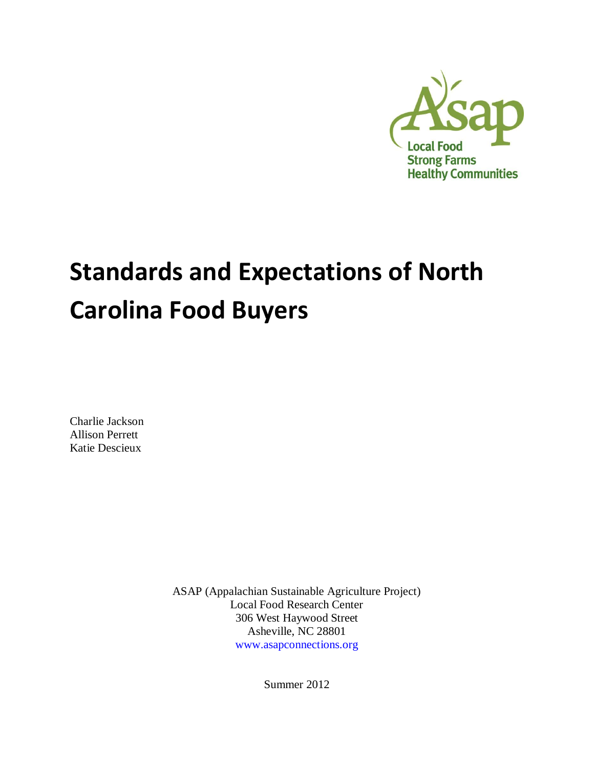Asap
Local Food
Strong Farms
Healthy Communities

# Standards and Expectations of North Carolina Food Buyers

Charlie Jackson
Allison Perrett
Katie Descieux

ASAP (Appalachian Sustainable Agriculture Project)
Local Food Research Center
306 West Haywood Street
Asheville, NC 28801
www.asapconnections.org

Summer 2012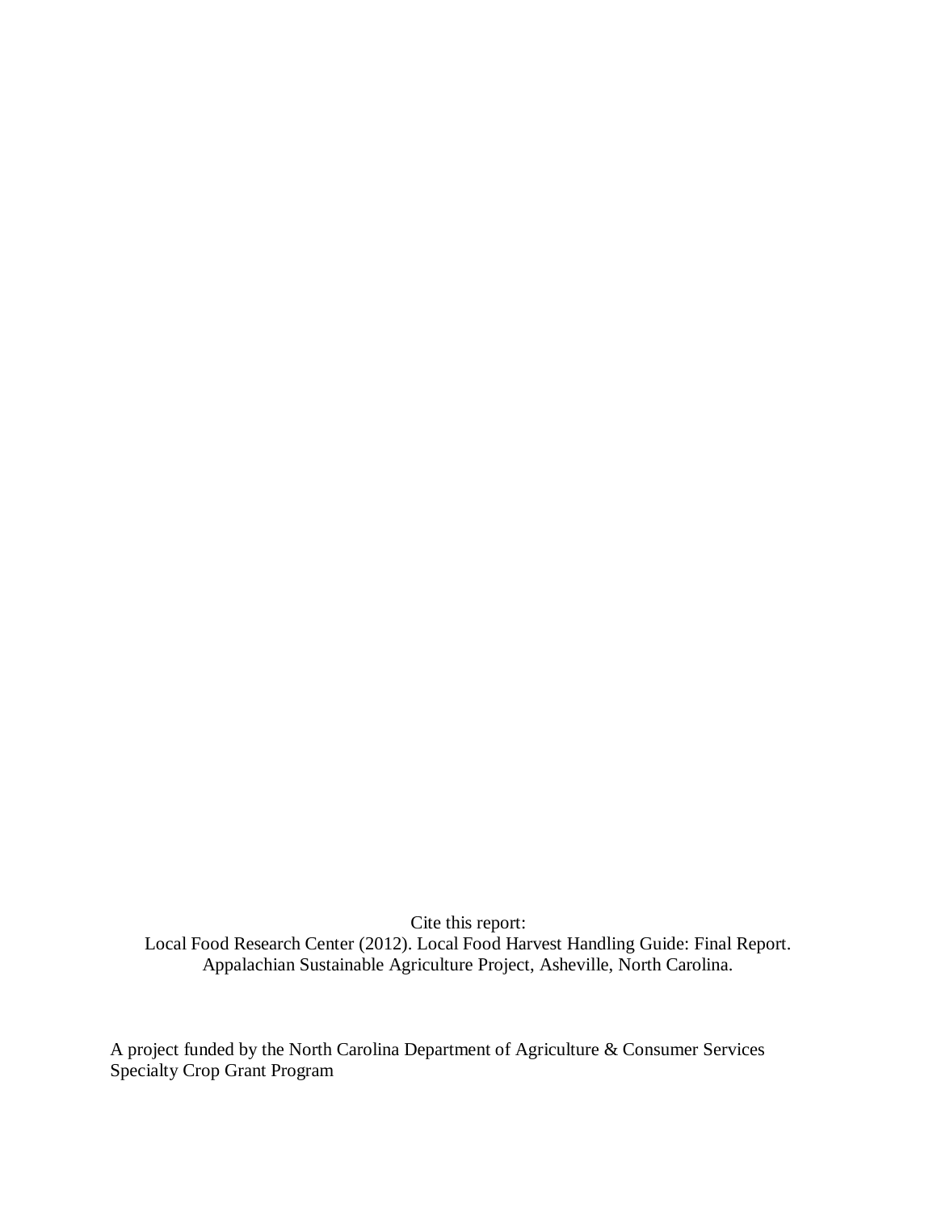Cite this report:
Local Food Research Center (2012). Local Food Harvest Handling Guide: Final Report. Appalachian Sustainable Agriculture Project, Asheville, North Carolina.

A project funded by the North Carolina Department of Agriculture & Consumer Services Specialty Crop Grant Program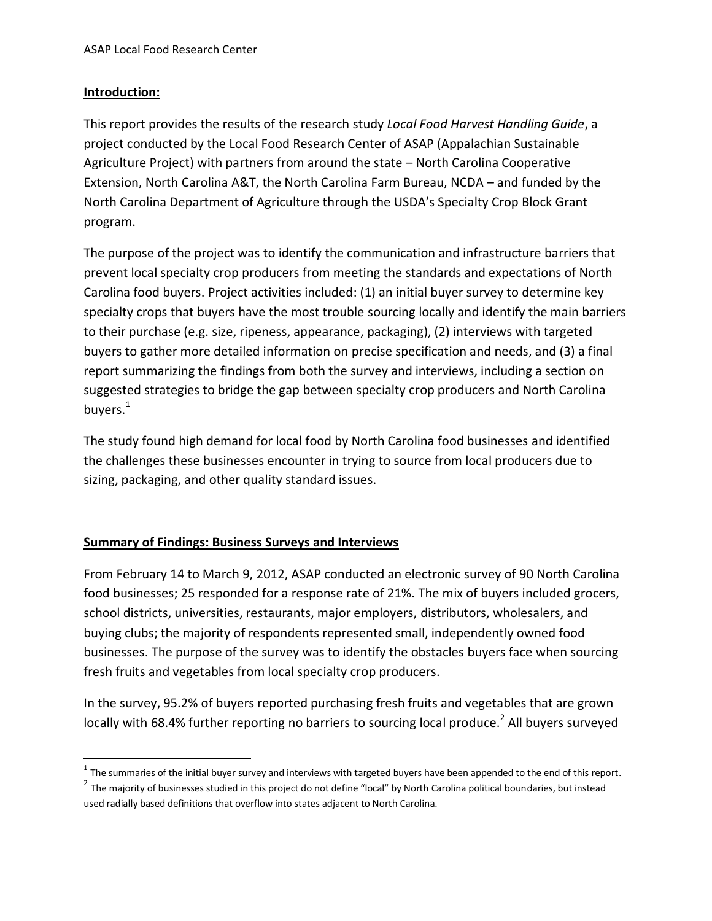## Introduction:

This report provides the results of the research study *Local Food Harvest Handling Guide*, a project conducted by the Local Food Research Center of ASAP (Appalachian Sustainable Agriculture Project) with partners from around the state – North Carolina Cooperative Extension, North Carolina A&T, the North Carolina Farm Bureau, NCDA – and funded by the North Carolina Department of Agriculture through the USDA's Specialty Crop Block Grant program.

The purpose of the project was to identify the communication and infrastructure barriers that prevent local specialty crop producers from meeting the standards and expectations of North Carolina food buyers. Project activities included: (1) an initial buyer survey to determine key specialty crops that buyers have the most trouble sourcing locally and identify the main barriers to their purchase (e.g. size, ripeness, appearance, packaging), (2) interviews with targeted buyers to gather more detailed information on precise specification and needs, and (3) a final report summarizing the findings from both the survey and interviews, including a section on suggested strategies to bridge the gap between specialty crop producers and North Carolina buyers.[1]

The study found high demand for local food by North Carolina food businesses and identified the challenges these businesses encounter in trying to source from local producers due to sizing, packaging, and other quality standard issues.

## Summary of Findings: Business Surveys and Interviews

From February 14 to March 9, 2012, ASAP conducted an electronic survey of 90 North Carolina food businesses; 25 responded for a response rate of 21%. The mix of buyers included grocers, school districts, universities, restaurants, major employers, distributors, wholesalers, and buying clubs; the majority of respondents represented small, independently owned food businesses. The purpose of the survey was to identify the obstacles buyers face when sourcing fresh fruits and vegetables from local specialty crop producers.

In the survey, 95.2% of buyers reported purchasing fresh fruits and vegetables that are grown locally with 68.4% further reporting no barriers to sourcing local produce.[2] All buyers surveyed

[1] The summaries of the initial buyer survey and interviews with targeted buyers have been appended to the end of this report.

[2] The majority of businesses studied in this project do not define "local" by North Carolina political boundaries, but instead used radially based definitions that overflow into states adjacent to North Carolina.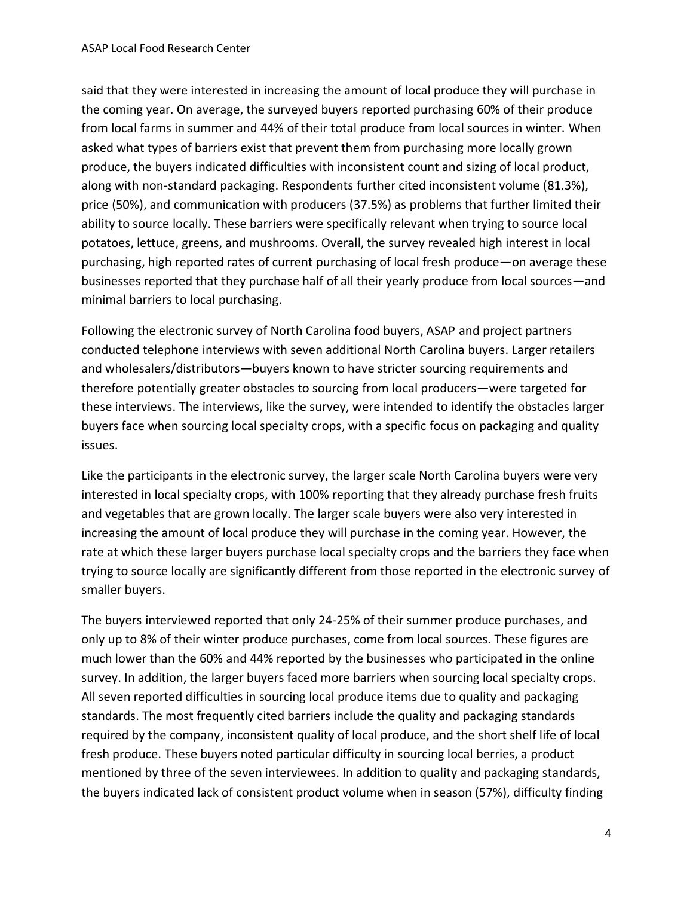said that they were interested in increasing the amount of local produce they will purchase in the coming year. On average, the surveyed buyers reported purchasing 60% of their produce from local farms in summer and 44% of their total produce from local sources in winter. When asked what types of barriers exist that prevent them from purchasing more locally grown produce, the buyers indicated difficulties with inconsistent count and sizing of local product, along with non-standard packaging. Respondents further cited inconsistent volume (81.3%), price (50%), and communication with producers (37.5%) as problems that further limited their ability to source locally. These barriers were specifically relevant when trying to source local potatoes, lettuce, greens, and mushrooms. Overall, the survey revealed high interest in local purchasing, high reported rates of current purchasing of local fresh produce—on average these businesses reported that they purchase half of all their yearly produce from local sources—and minimal barriers to local purchasing.

Following the electronic survey of North Carolina food buyers, ASAP and project partners conducted telephone interviews with seven additional North Carolina buyers. Larger retailers and wholesalers/distributors—buyers known to have stricter sourcing requirements and therefore potentially greater obstacles to sourcing from local producers—were targeted for these interviews. The interviews, like the survey, were intended to identify the obstacles larger buyers face when sourcing local specialty crops, with a specific focus on packaging and quality issues.

Like the participants in the electronic survey, the larger scale North Carolina buyers were very interested in local specialty crops, with 100% reporting that they already purchase fresh fruits and vegetables that are grown locally. The larger scale buyers were also very interested in increasing the amount of local produce they will purchase in the coming year. However, the rate at which these larger buyers purchase local specialty crops and the barriers they face when trying to source locally are significantly different from those reported in the electronic survey of smaller buyers.

The buyers interviewed reported that only 24-25% of their summer produce purchases, and only up to 8% of their winter produce purchases, come from local sources. These figures are much lower than the 60% and 44% reported by the businesses who participated in the online survey. In addition, the larger buyers faced more barriers when sourcing local specialty crops. All seven reported difficulties in sourcing local produce items due to quality and packaging standards. The most frequently cited barriers include the quality and packaging standards required by the company, inconsistent quality of local produce, and the short shelf life of local fresh produce. These buyers noted particular difficulty in sourcing local berries, a product mentioned by three of the seven interviewees. In addition to quality and packaging standards, the buyers indicated lack of consistent product volume when in season (57%), difficulty finding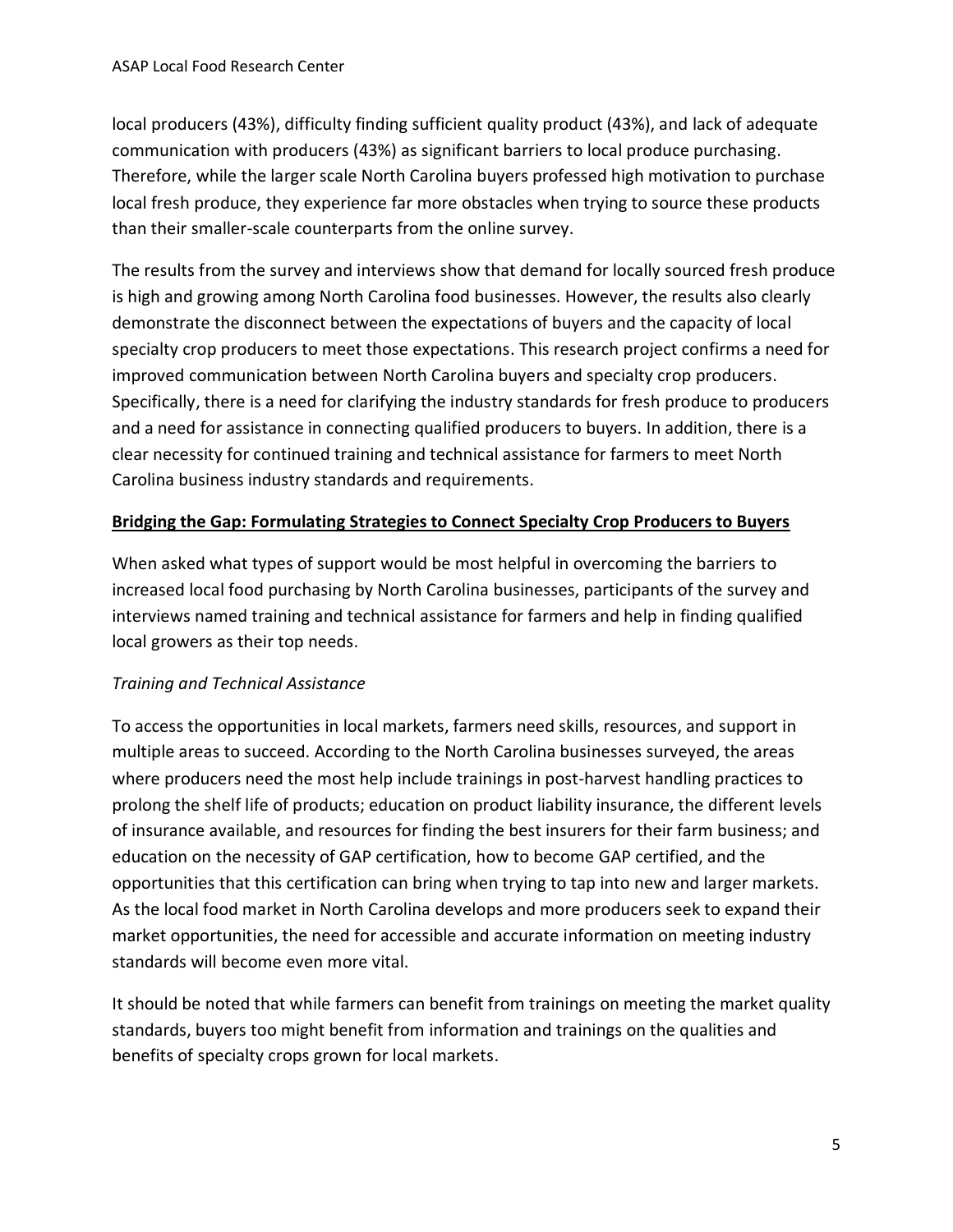local producers (43%), difficulty finding sufficient quality product (43%), and lack of adequate communication with producers (43%) as significant barriers to local produce purchasing. Therefore, while the larger scale North Carolina buyers professed high motivation to purchase local fresh produce, they experience far more obstacles when trying to source these products than their smaller-scale counterparts from the online survey.

The results from the survey and interviews show that demand for locally sourced fresh produce is high and growing among North Carolina food businesses. However, the results also clearly demonstrate the disconnect between the expectations of buyers and the capacity of local specialty crop producers to meet those expectations. This research project confirms a need for improved communication between North Carolina buyers and specialty crop producers. Specifically, there is a need for clarifying the industry standards for fresh produce to producers and a need for assistance in connecting qualified producers to buyers. In addition, there is a clear necessity for continued training and technical assistance for farmers to meet North Carolina business industry standards and requirements.

## **Bridging the Gap: Formulating Strategies to Connect Specialty Crop Producers to Buyers**

When asked what types of support would be most helpful in overcoming the barriers to increased local food purchasing by North Carolina businesses, participants of the survey and interviews named training and technical assistance for farmers and help in finding qualified local growers as their top needs.

### *Training and Technical Assistance*

To access the opportunities in local markets, farmers need skills, resources, and support in multiple areas to succeed. According to the North Carolina businesses surveyed, the areas where producers need the most help include trainings in post-harvest handling practices to prolong the shelf life of products; education on product liability insurance, the different levels of insurance available, and resources for finding the best insurers for their farm business; and education on the necessity of GAP certification, how to become GAP certified, and the opportunities that this certification can bring when trying to tap into new and larger markets. As the local food market in North Carolina develops and more producers seek to expand their market opportunities, the need for accessible and accurate information on meeting industry standards will become even more vital.

It should be noted that while farmers can benefit from trainings on meeting the market quality standards, buyers too might benefit from information and trainings on the qualities and benefits of specialty crops grown for local markets.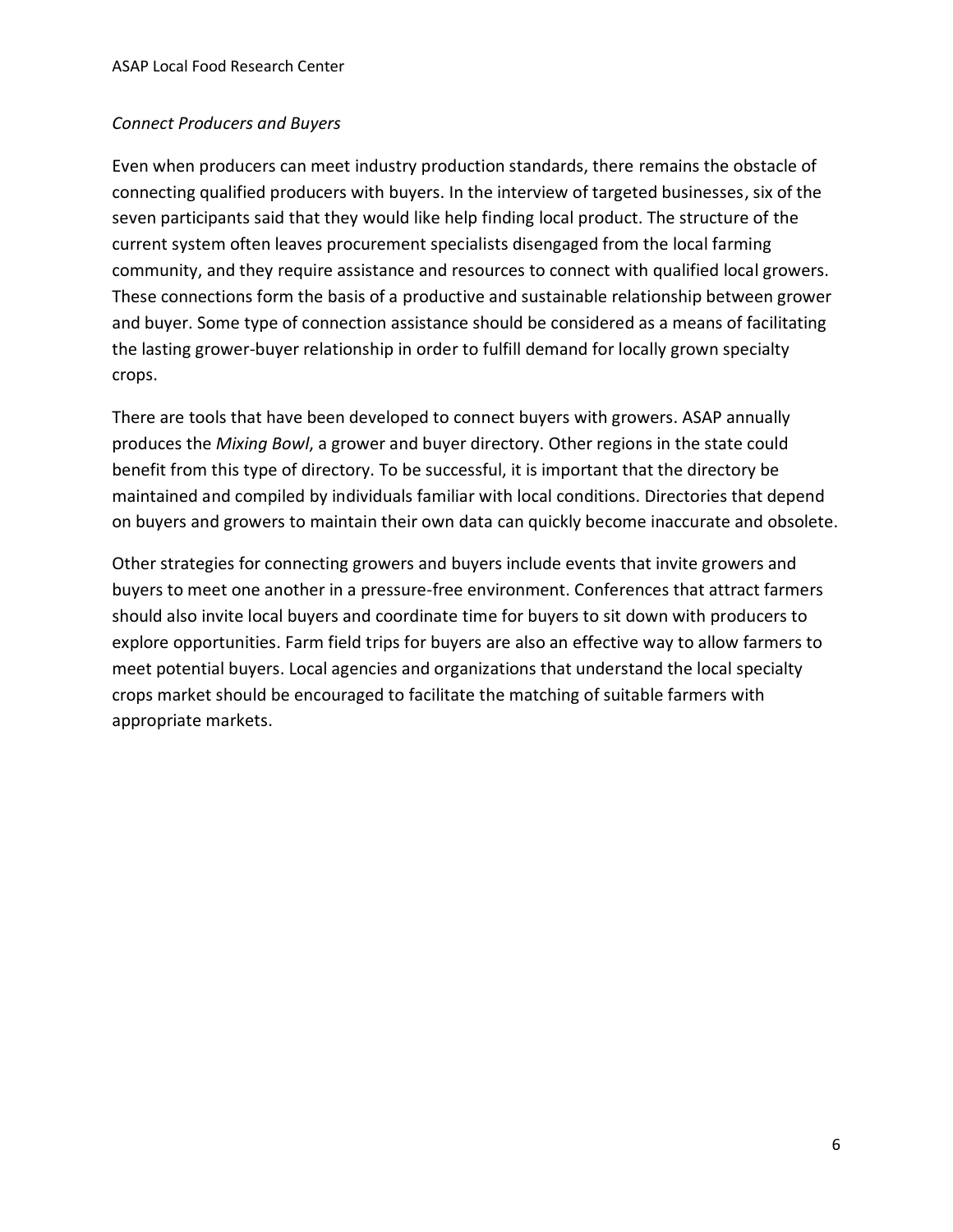*Connect Producers and Buyers*

Even when producers can meet industry production standards, there remains the obstacle of connecting qualified producers with buyers. In the interview of targeted businesses, six of the seven participants said that they would like help finding local product. The structure of the current system often leaves procurement specialists disengaged from the local farming community, and they require assistance and resources to connect with qualified local growers. These connections form the basis of a productive and sustainable relationship between grower and buyer. Some type of connection assistance should be considered as a means of facilitating the lasting grower-buyer relationship in order to fulfill demand for locally grown specialty crops.

There are tools that have been developed to connect buyers with growers. ASAP annually produces the *Mixing Bowl*, a grower and buyer directory. Other regions in the state could benefit from this type of directory. To be successful, it is important that the directory be maintained and compiled by individuals familiar with local conditions. Directories that depend on buyers and growers to maintain their own data can quickly become inaccurate and obsolete.

Other strategies for connecting growers and buyers include events that invite growers and buyers to meet one another in a pressure-free environment. Conferences that attract farmers should also invite local buyers and coordinate time for buyers to sit down with producers to explore opportunities. Farm field trips for buyers are also an effective way to allow farmers to meet potential buyers. Local agencies and organizations that understand the local specialty crops market should be encouraged to facilitate the matching of suitable farmers with appropriate markets.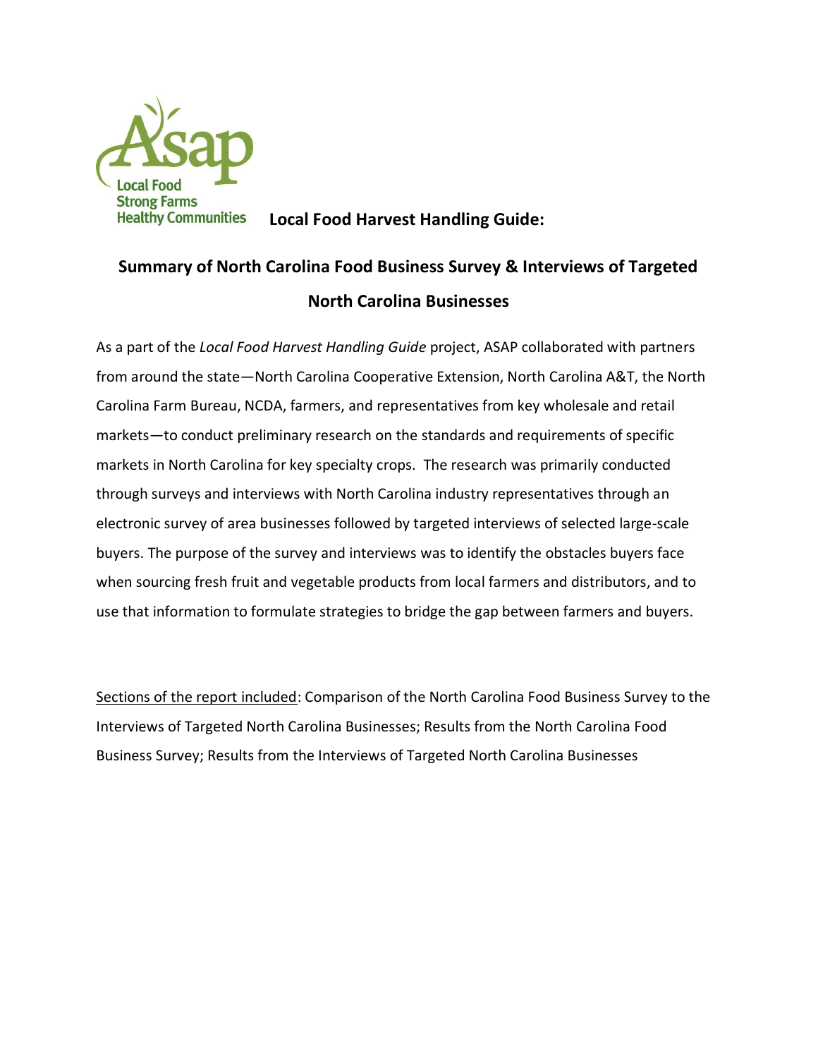Local Food
Strong Farms
Healthy Communities

**Local Food Harvest Handling Guide:**

## Summary of North Carolina Food Business Survey & Interviews of Targeted North Carolina Businesses

As a part of the *Local Food Harvest Handling Guide* project, ASAP collaborated with partners from around the state—North Carolina Cooperative Extension, North Carolina A&T, the North Carolina Farm Bureau, NCDA, farmers, and representatives from key wholesale and retail markets—to conduct preliminary research on the standards and requirements of specific markets in North Carolina for key specialty crops. The research was primarily conducted through surveys and interviews with North Carolina industry representatives through an electronic survey of area businesses followed by targeted interviews of selected large-scale buyers. The purpose of the survey and interviews was to identify the obstacles buyers face when sourcing fresh fruit and vegetable products from local farmers and distributors, and to use that information to formulate strategies to bridge the gap between farmers and buyers.

Sections of the report included: Comparison of the North Carolina Food Business Survey to the Interviews of Targeted North Carolina Businesses; Results from the North Carolina Food Business Survey; Results from the Interviews of Targeted North Carolina Businesses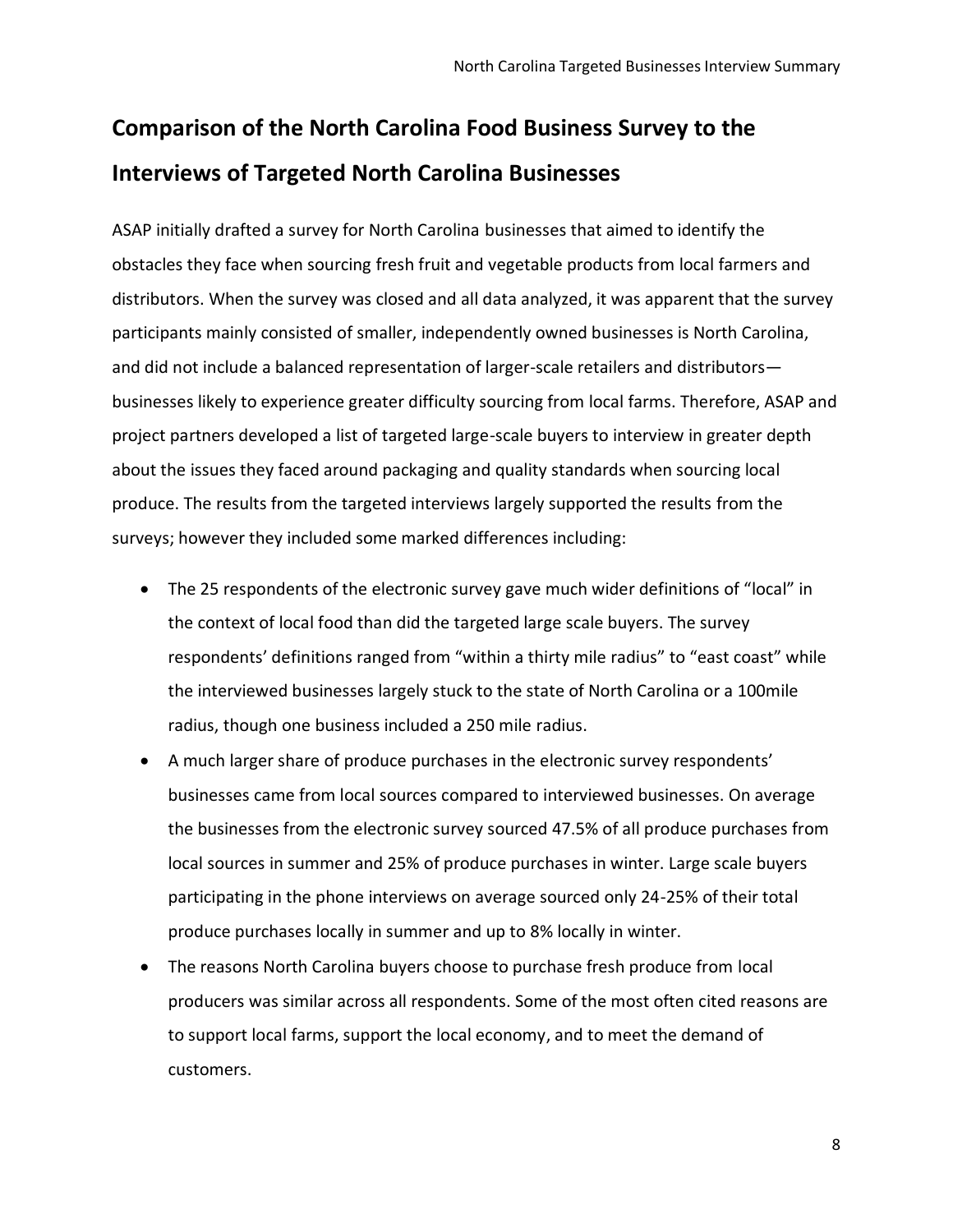## Comparison of the North Carolina Food Business Survey to the Interviews of Targeted North Carolina Businesses

ASAP initially drafted a survey for North Carolina businesses that aimed to identify the obstacles they face when sourcing fresh fruit and vegetable products from local farmers and distributors. When the survey was closed and all data analyzed, it was apparent that the survey participants mainly consisted of smaller, independently owned businesses is North Carolina, and did not include a balanced representation of larger-scale retailers and distributors—businesses likely to experience greater difficulty sourcing from local farms. Therefore, ASAP and project partners developed a list of targeted large-scale buyers to interview in greater depth about the issues they faced around packaging and quality standards when sourcing local produce. The results from the targeted interviews largely supported the results from the surveys; however they included some marked differences including:

- The 25 respondents of the electronic survey gave much wider definitions of "local" in the context of local food than did the targeted large scale buyers. The survey respondents' definitions ranged from "within a thirty mile radius" to "east coast" while the interviewed businesses largely stuck to the state of North Carolina or a 100mile radius, though one business included a 250 mile radius.
- A much larger share of produce purchases in the electronic survey respondents' businesses came from local sources compared to interviewed businesses. On average the businesses from the electronic survey sourced 47.5% of all produce purchases from local sources in summer and 25% of produce purchases in winter. Large scale buyers participating in the phone interviews on average sourced only 24-25% of their total produce purchases locally in summer and up to 8% locally in winter.
- The reasons North Carolina buyers choose to purchase fresh produce from local producers was similar across all respondents. Some of the most often cited reasons are to support local farms, support the local economy, and to meet the demand of customers.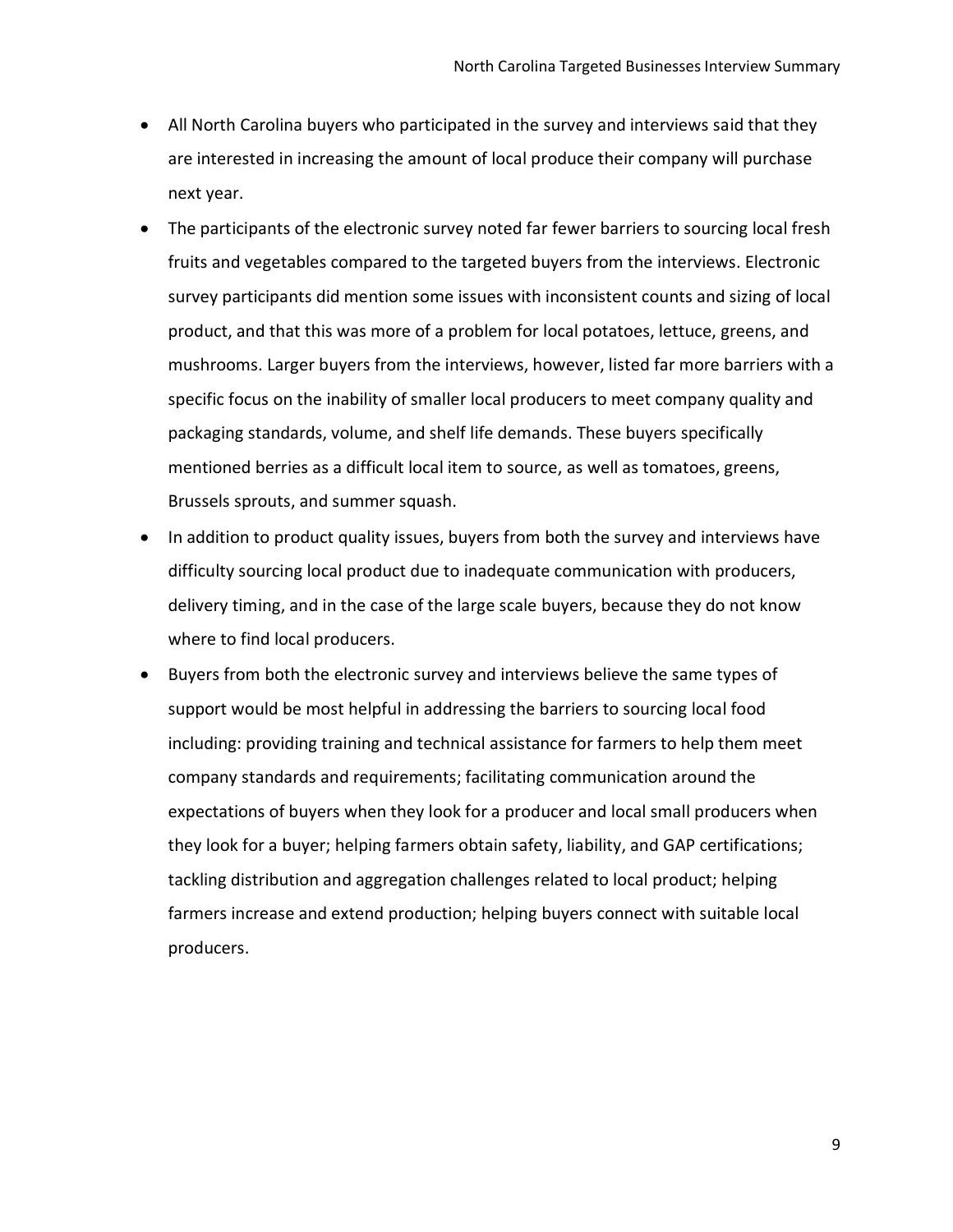- All North Carolina buyers who participated in the survey and interviews said that they are interested in increasing the amount of local produce their company will purchase next year.
- The participants of the electronic survey noted far fewer barriers to sourcing local fresh fruits and vegetables compared to the targeted buyers from the interviews. Electronic survey participants did mention some issues with inconsistent counts and sizing of local product, and that this was more of a problem for local potatoes, lettuce, greens, and mushrooms. Larger buyers from the interviews, however, listed far more barriers with a specific focus on the inability of smaller local producers to meet company quality and packaging standards, volume, and shelf life demands. These buyers specifically mentioned berries as a difficult local item to source, as well as tomatoes, greens, Brussels sprouts, and summer squash.
- In addition to product quality issues, buyers from both the survey and interviews have difficulty sourcing local product due to inadequate communication with producers, delivery timing, and in the case of the large scale buyers, because they do not know where to find local producers.
- Buyers from both the electronic survey and interviews believe the same types of support would be most helpful in addressing the barriers to sourcing local food including: providing training and technical assistance for farmers to help them meet company standards and requirements; facilitating communication around the expectations of buyers when they look for a producer and local small producers when they look for a buyer; helping farmers obtain safety, liability, and GAP certifications; tackling distribution and aggregation challenges related to local product; helping farmers increase and extend production; helping buyers connect with suitable local producers.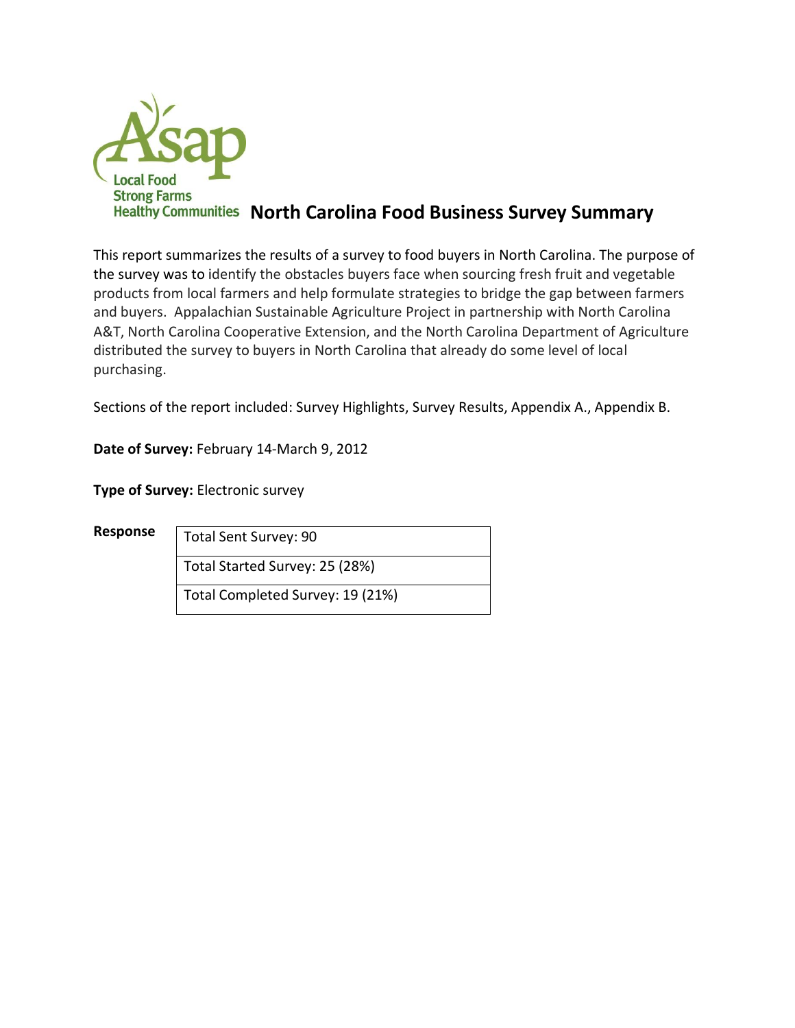Local Food
Strong Farms
Healthy Communities

# North Carolina Food Business Survey Summary

This report summarizes the results of a survey to food buyers in North Carolina. The purpose of the survey was to identify the obstacles buyers face when sourcing fresh fruit and vegetable products from local farmers and help formulate strategies to bridge the gap between farmers and buyers. Appalachian Sustainable Agriculture Project in partnership with North Carolina A&T, North Carolina Cooperative Extension, and the North Carolina Department of Agriculture distributed the survey to buyers in North Carolina that already do some level of local purchasing.

Sections of the report included: Survey Highlights, Survey Results, Appendix A., Appendix B.

**Date of Survey:** February 14-March 9, 2012

**Type of Survey:** Electronic survey

**Response**

| |
|---|
| Total Sent Survey: 90 |
| Total Started Survey: 25 (28%) |
| Total Completed Survey: 19 (21%) |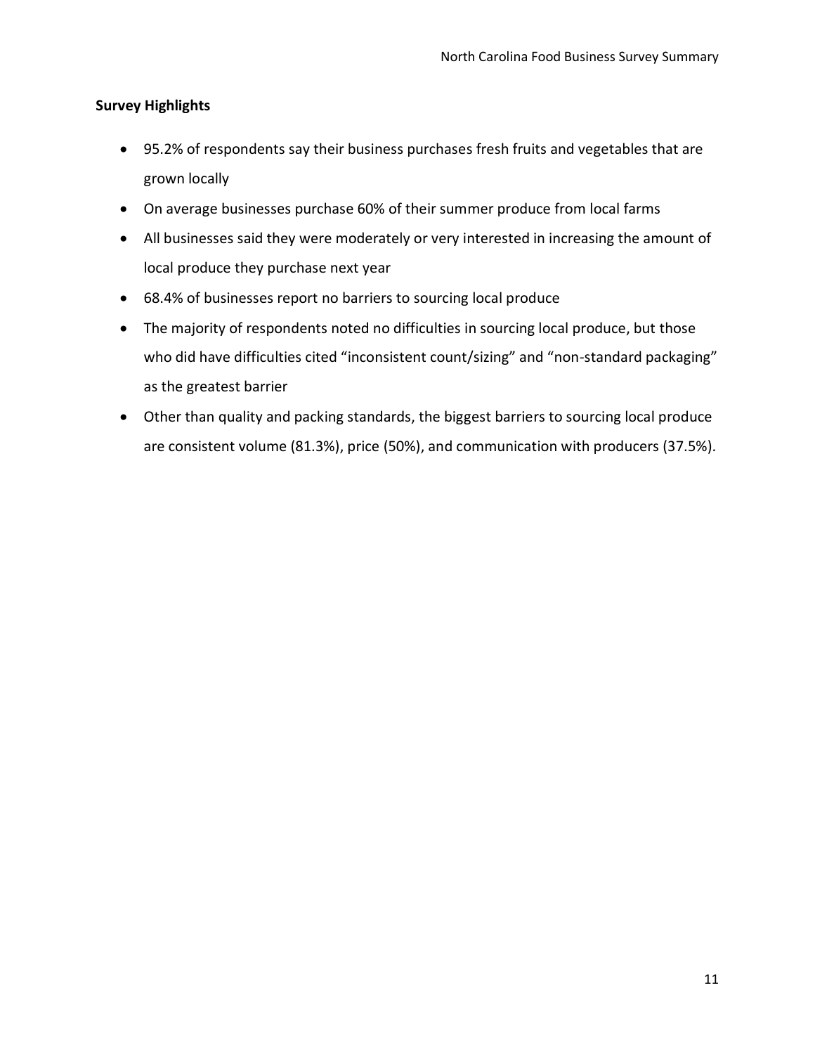**Survey Highlights**

- 95.2% of respondents say their business purchases fresh fruits and vegetables that are grown locally
- On average businesses purchase 60% of their summer produce from local farms
- All businesses said they were moderately or very interested in increasing the amount of local produce they purchase next year
- 68.4% of businesses report no barriers to sourcing local produce
- The majority of respondents noted no difficulties in sourcing local produce, but those who did have difficulties cited "inconsistent count/sizing" and "non-standard packaging" as the greatest barrier
- Other than quality and packing standards, the biggest barriers to sourcing local produce are consistent volume (81.3%), price (50%), and communication with producers (37.5%).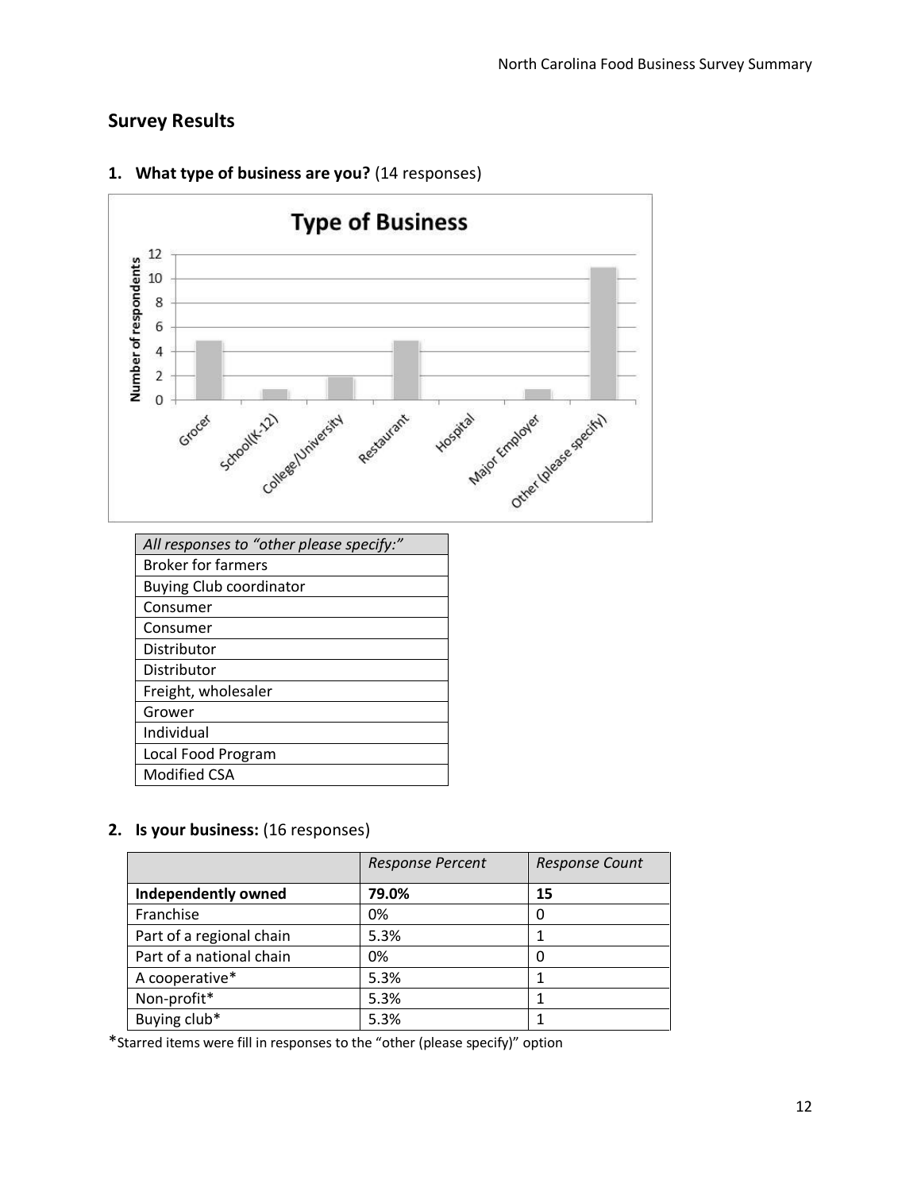## Survey Results

1. **What type of business are you?** (14 responses)

Type of Business

Number of respondents

12
10
8
6
4
2
0

Grocer
School(K-12)
College/University
Restaurant
Hospital
Major Employer
Other (please specify)

| *All responses to "other please specify:"* |
|---|
| Broker for farmers |
| Buying Club coordinator |
| Consumer |
| Consumer |
| Distributor |
| Distributor |
| Freight, wholesaler |
| Grower |
| Individual |
| Local Food Program |
| Modified CSA |

2. **Is your business:** (16 responses)

| | *Response Percent* | *Response Count* |
|---|---|---|
| **Independently owned** | **79.0%** | **15** |
| Franchise | 0% | 0 |
| Part of a regional chain | 5.3% | 1 |
| Part of a national chain | 0% | 0 |
| A cooperative* | 5.3% | 1 |
| Non-profit* | 5.3% | 1 |
| Buying club* | 5.3% | 1 |

*Starred items were fill in responses to the "other (please specify)" option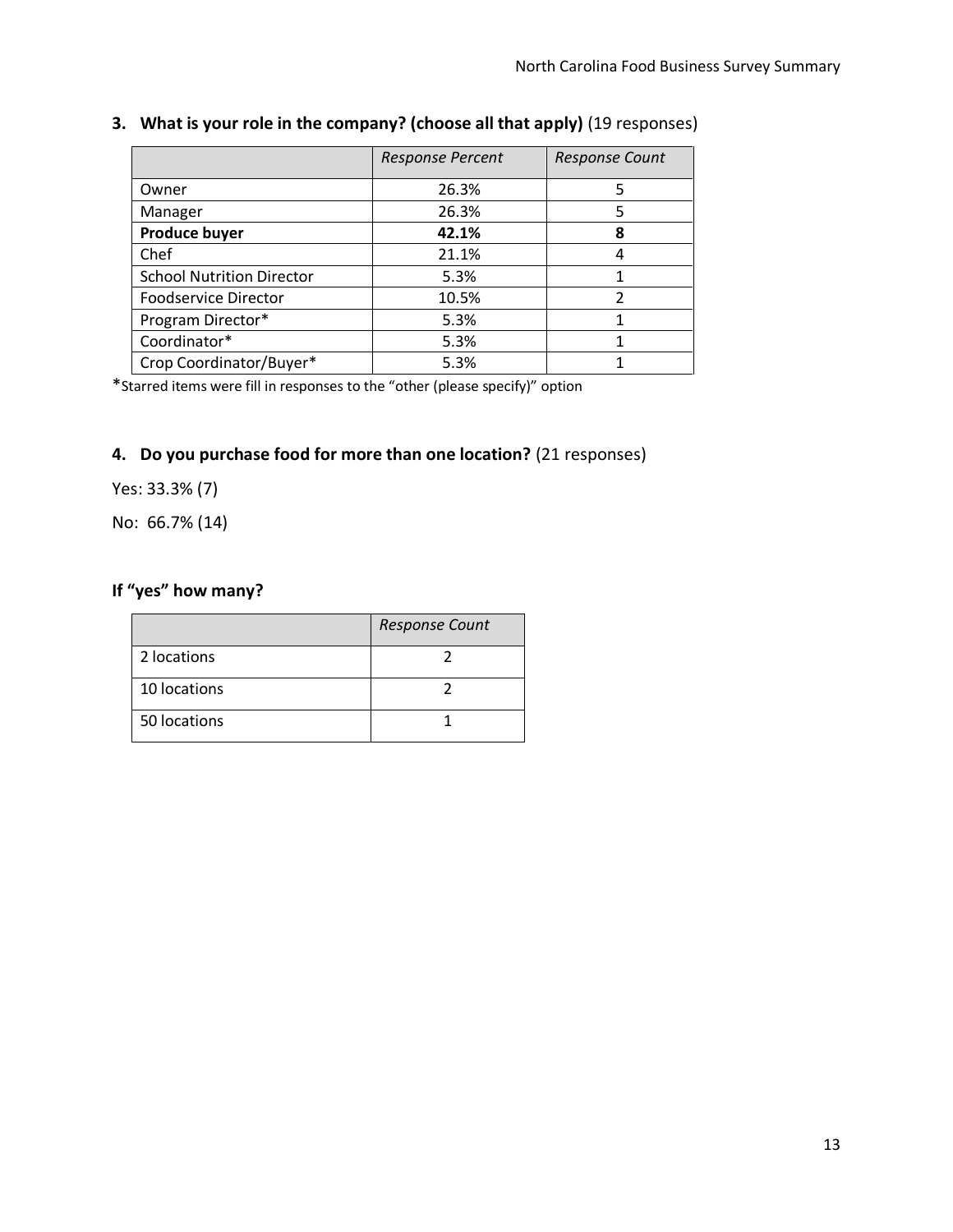### 3. What is your role in the company? (choose all that apply) (19 responses)

| | *Response Percent* | *Response Count* |
|---|---|---|
| Owner | 26.3% | 5 |
| Manager | 26.3% | 5 |
| **Produce buyer** | **42.1%** | **8** |
| Chef | 21.1% | 4 |
| School Nutrition Director | 5.3% | 1 |
| Foodservice Director | 10.5% | 2 |
| Program Director* | 5.3% | 1 |
| Coordinator* | 5.3% | 1 |
| Crop Coordinator/Buyer* | 5.3% | 1 |

*Starred items were fill in responses to the "other (please specify)" option

### 4. Do you purchase food for more than one location? (21 responses)

Yes: 33.3% (7)

No: 66.7% (14)

### If "yes" how many?

| | *Response Count* |
|---|---|
| 2 locations | 2 |
| 10 locations | 2 |
| 50 locations | 1 |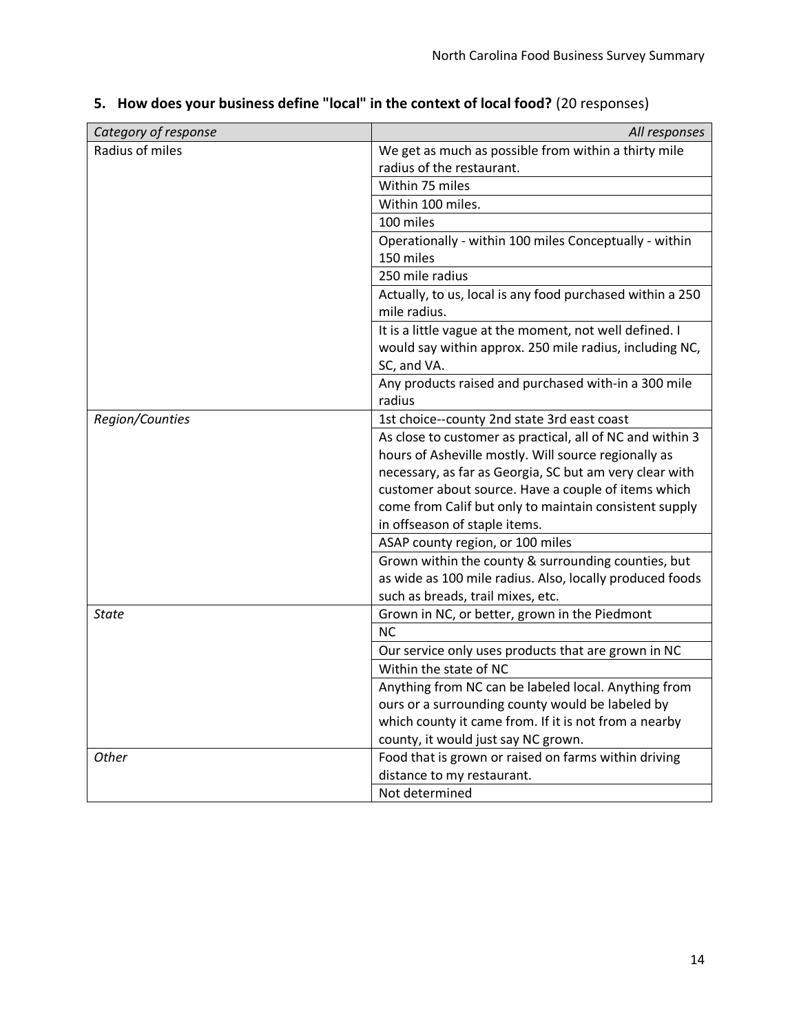## 5. How does your business define "local" in the context of local food? (20 responses)

| *Category of response* | *All responses* |
|---|---|
| Radius of miles | We get as much as possible from within a thirty mile radius of the restaurant. |
| | Within 75 miles |
| | Within 100 miles. |
| | 100 miles |
| | Operationally - within 100 miles Conceptually - within 150 miles |
| | 250 mile radius |
| | Actually, to us, local is any food purchased within a 250 mile radius. |
| | It is a little vague at the moment, not well defined. I would say within approx. 250 mile radius, including NC, SC, and VA. |
| | Any products raised and purchased with-in a 300 mile radius |
| *Region/Counties* | 1st choice--county 2nd state 3rd east coast |
| | As close to customer as practical, all of NC and within 3 hours of Asheville mostly. Will source regionally as necessary, as far as Georgia, SC but am very clear with customer about source. Have a couple of items which come from Calif but only to maintain consistent supply in offseason of staple items. |
| | ASAP county region, or 100 miles |
| | Grown within the county & surrounding counties, but as wide as 100 mile radius. Also, locally produced foods such as breads, trail mixes, etc. |
| *State* | Grown in NC, or better, grown in the Piedmont |
| | NC |
| | Our service only uses products that are grown in NC |
| | Within the state of NC |
| | Anything from NC can be labeled local. Anything from ours or a surrounding county would be labeled by which county it came from. If it is not from a nearby county, it would just say NC grown. |
| *Other* | Food that is grown or raised on farms within driving distance to my restaurant. |
| | Not determined |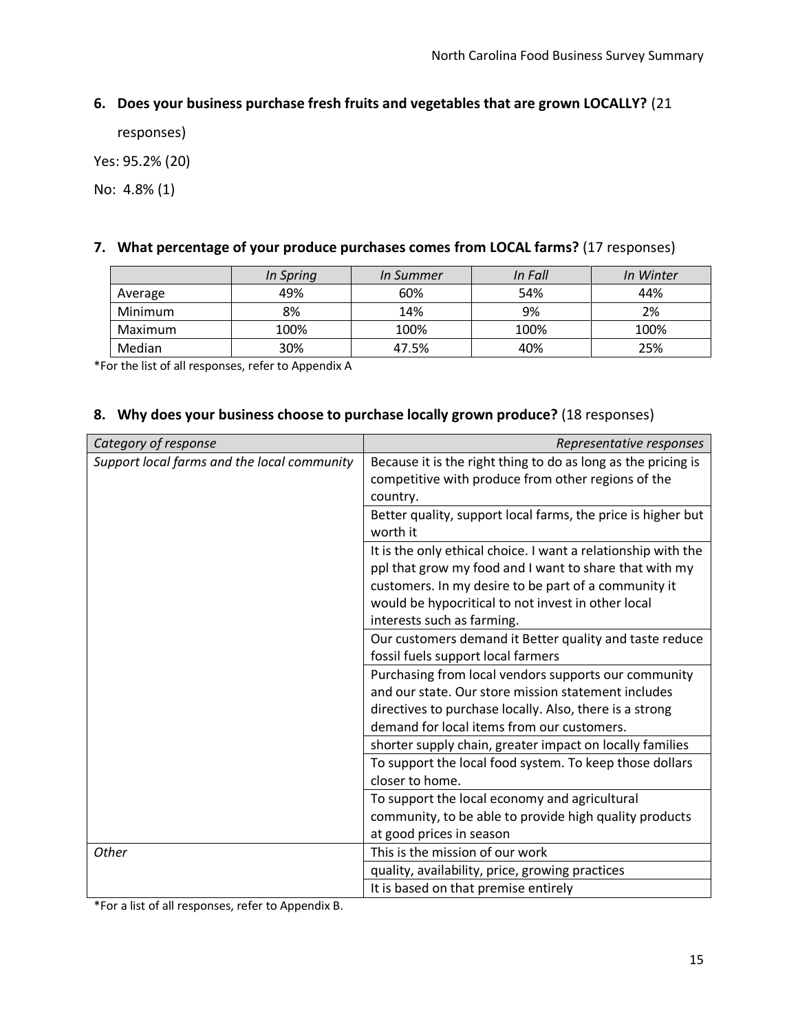**6. Does your business purchase fresh fruits and vegetables that are grown LOCALLY?** (21 responses)

Yes: 95.2% (20)

No: 4.8% (1)

**7. What percentage of your produce purchases comes from LOCAL farms?** (17 responses)

| | *In Spring* | *In Summer* | *In Fall* | *In Winter* |
|---|---|---|---|---|
| Average | 49% | 60% | 54% | 44% |
| Minimum | 8% | 14% | 9% | 2% |
| Maximum | 100% | 100% | 100% | 100% |
| Median | 30% | 47.5% | 40% | 25% |

*For the list of all responses, refer to Appendix A

**8. Why does your business choose to purchase locally grown produce?** (18 responses)

| *Category of response* | *Representative responses* |
|---|---|
| *Support local farms and the local community* | Because it is the right thing to do as long as the pricing is competitive with produce from other regions of the country. |
| | Better quality, support local farms, the price is higher but worth it |
| | It is the only ethical choice. I want a relationship with the ppl that grow my food and I want to share that with my customers. In my desire to be part of a community it would be hypocritical to not invest in other local interests such as farming. |
| | Our customers demand it Better quality and taste reduce fossil fuels support local farmers |
| | Purchasing from local vendors supports our community and our state. Our store mission statement includes directives to purchase locally. Also, there is a strong demand for local items from our customers. |
| | shorter supply chain, greater impact on locally families |
| | To support the local food system. To keep those dollars closer to home. |
| | To support the local economy and agricultural community, to be able to provide high quality products at good prices in season |
| *Other* | This is the mission of our work |
| | quality, availability, price, growing practices |
| | It is based on that premise entirely |

*For a list of all responses, refer to Appendix B.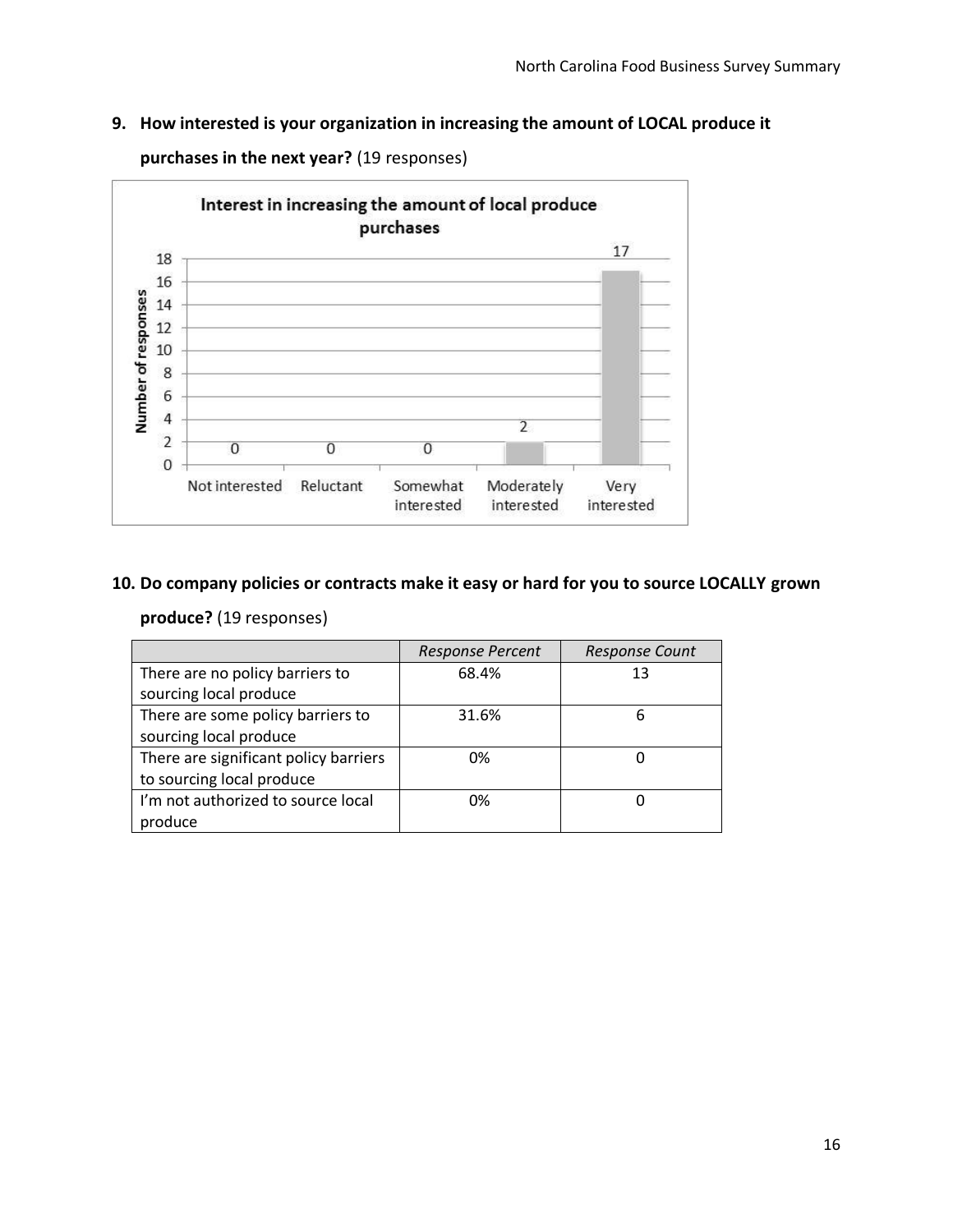**9. How interested is your organization in increasing the amount of LOCAL produce it purchases in the next year?** (19 responses)

**Interest in increasing the amount of local produce purchases**

| | Number of responses |
|---|---|
| Not interested | 0 |
| Reluctant | 0 |
| Somewhat interested | 0 |
| Moderately interested | 2 |
| Very interested | 17 |

**10. Do company policies or contracts make it easy or hard for you to source LOCALLY grown produce?** (19 responses)

| | *Response Percent* | *Response Count* |
|---|---|---|
| There are no policy barriers to sourcing local produce | 68.4% | 13 |
| There are some policy barriers to sourcing local produce | 31.6% | 6 |
| There are significant policy barriers to sourcing local produce | 0% | 0 |
| I'm not authorized to source local produce | 0% | 0 |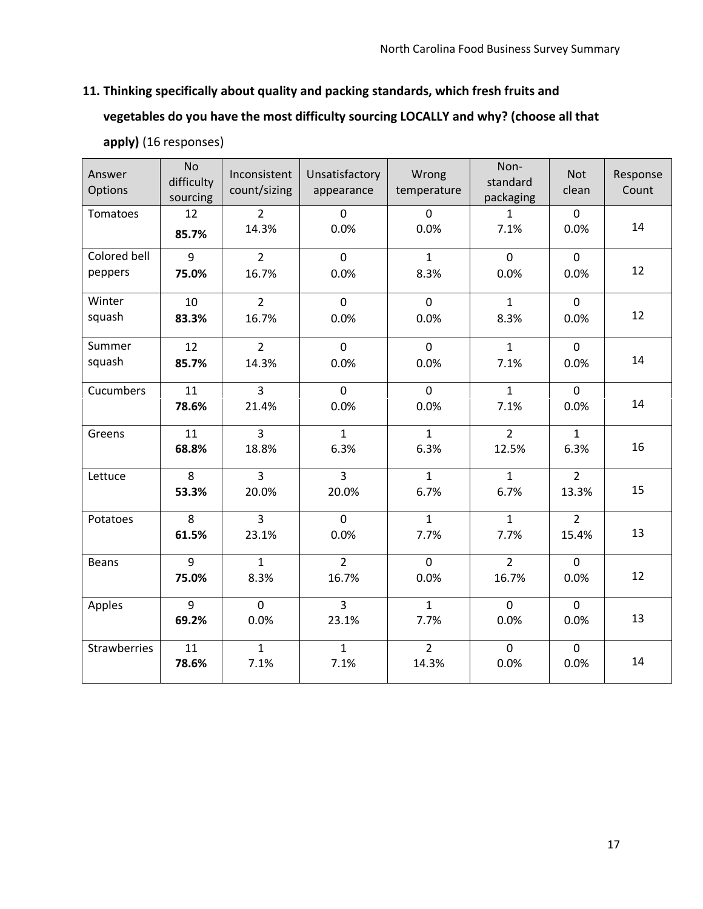**11. Thinking specifically about quality and packing standards, which fresh fruits and vegetables do you have the most difficulty sourcing LOCALLY and why? (choose all that apply)** (16 responses)

| Answer Options | No difficulty sourcing | Inconsistent count/sizing | Unsatisfactory appearance | Wrong temperature | Non-standard packaging | Not clean | Response Count |
|---|---|---|---|---|---|---|---|
| Tomatoes | 12 **85.7%** | 2 14.3% | 0 0.0% | 0 0.0% | 1 7.1% | 0 0.0% | 14 |
| Colored bell peppers | 9 **75.0%** | 2 16.7% | 0 0.0% | 1 8.3% | 0 0.0% | 0 0.0% | 12 |
| Winter squash | 10 **83.3%** | 2 16.7% | 0 0.0% | 0 0.0% | 1 8.3% | 0 0.0% | 12 |
| Summer squash | 12 **85.7%** | 2 14.3% | 0 0.0% | 0 0.0% | 1 7.1% | 0 0.0% | 14 |
| Cucumbers | 11 **78.6%** | 3 21.4% | 0 0.0% | 0 0.0% | 1 7.1% | 0 0.0% | 14 |
| Greens | 11 **68.8%** | 3 18.8% | 1 6.3% | 1 6.3% | 2 12.5% | 1 6.3% | 16 |
| Lettuce | 8 **53.3%** | 3 20.0% | 3 20.0% | 1 6.7% | 1 6.7% | 2 13.3% | 15 |
| Potatoes | 8 **61.5%** | 3 23.1% | 0 0.0% | 1 7.7% | 1 7.7% | 2 15.4% | 13 |
| Beans | 9 **75.0%** | 1 8.3% | 2 16.7% | 0 0.0% | 2 16.7% | 0 0.0% | 12 |
| Apples | 9 **69.2%** | 0 0.0% | 3 23.1% | 1 7.7% | 0 0.0% | 0 0.0% | 13 |
| Strawberries | 11 **78.6%** | 1 7.1% | 1 7.1% | 2 14.3% | 0 0.0% | 0 0.0% | 14 |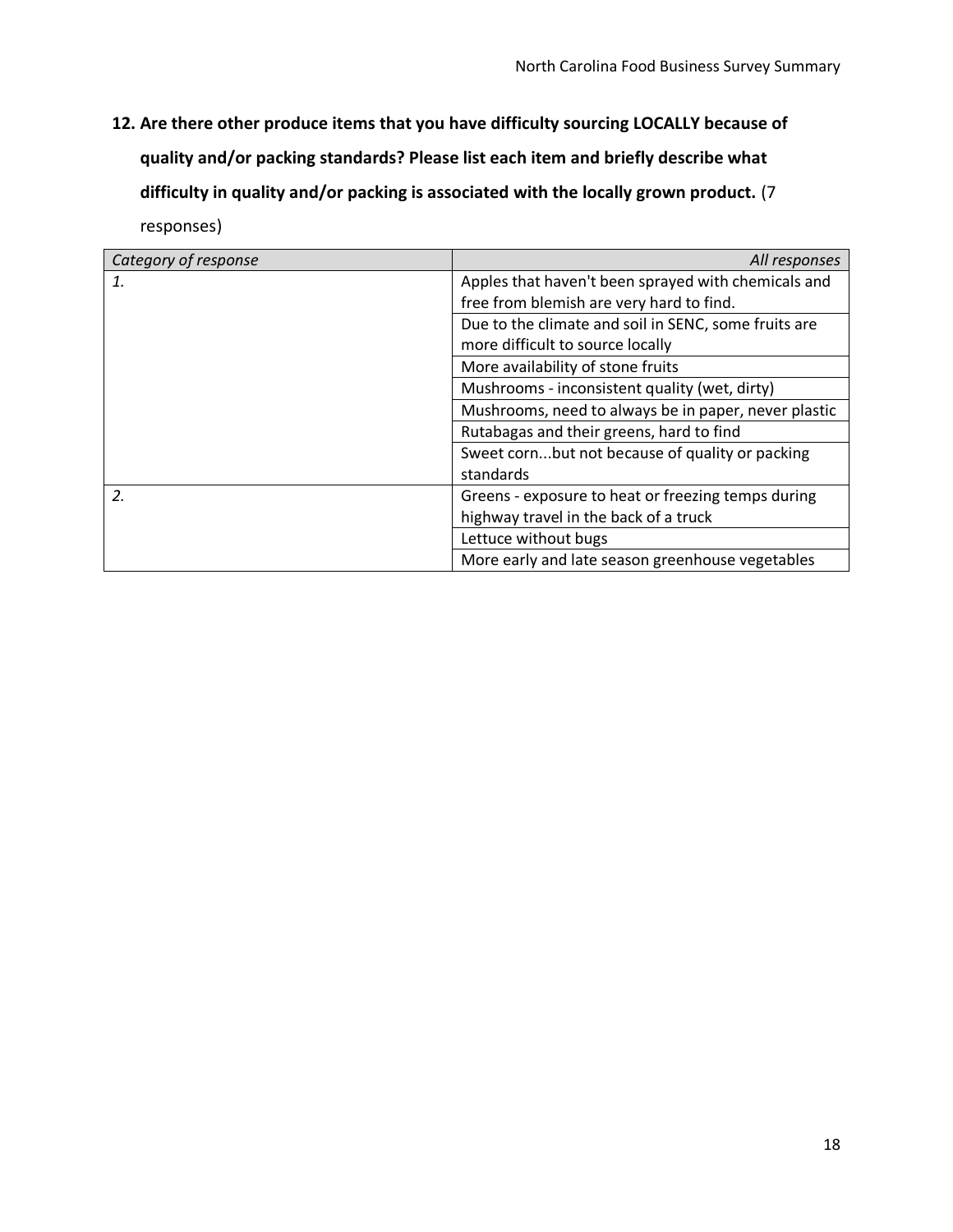**12. Are there other produce items that you have difficulty sourcing LOCALLY because of quality and/or packing standards? Please list each item and briefly describe what difficulty in quality and/or packing is associated with the locally grown product.** (7 responses)

| *Category of response* | *All responses* |
| --- | --- |
| *1.* | Apples that haven't been sprayed with chemicals and free from blemish are very hard to find. |
| | Due to the climate and soil in SENC, some fruits are more difficult to source locally |
| | More availability of stone fruits |
| | Mushrooms - inconsistent quality (wet, dirty) |
| | Mushrooms, need to always be in paper, never plastic |
| | Rutabagas and their greens, hard to find |
| | Sweet corn...but not because of quality or packing standards |
| *2.* | Greens - exposure to heat or freezing temps during highway travel in the back of a truck |
| | Lettuce without bugs |
| | More early and late season greenhouse vegetables |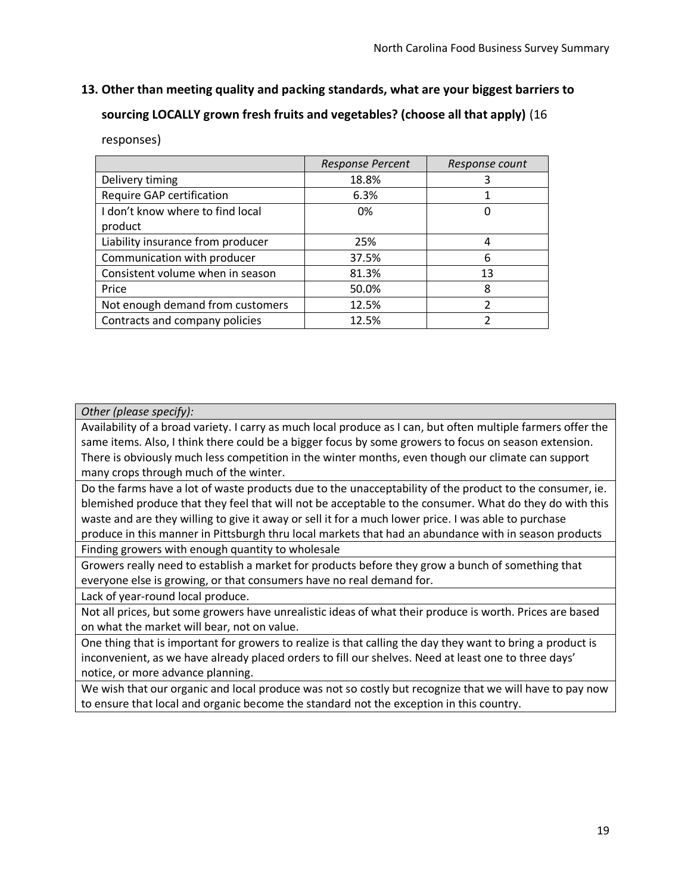**13. Other than meeting quality and packing standards, what are your biggest barriers to sourcing LOCALLY grown fresh fruits and vegetables? (choose all that apply)** (16 responses)

| | *Response Percent* | *Response count* |
|---|---|---|
| Delivery timing | 18.8% | 3 |
| Require GAP certification | 6.3% | 1 |
| I don't know where to find local product | 0% | 0 |
| Liability insurance from producer | 25% | 4 |
| Communication with producer | 37.5% | 6 |
| Consistent volume when in season | 81.3% | 13 |
| Price | 50.0% | 8 |
| Not enough demand from customers | 12.5% | 2 |
| Contracts and company policies | 12.5% | 2 |

| *Other (please specify):* |
|---|
| Availability of a broad variety. I carry as much local produce as I can, but often multiple farmers offer the same items. Also, I think there could be a bigger focus by some growers to focus on season extension. There is obviously much less competition in the winter months, even though our climate can support many crops through much of the winter. |
| Do the farms have a lot of waste products due to the unacceptability of the product to the consumer, ie. blemished produce that they feel that will not be acceptable to the consumer. What do they do with this waste and are they willing to give it away or sell it for a much lower price. I was able to purchase produce in this manner in Pittsburgh thru local markets that had an abundance with in season products |
| Finding growers with enough quantity to wholesale |
| Growers really need to establish a market for products before they grow a bunch of something that everyone else is growing, or that consumers have no real demand for. |
| Lack of year-round local produce. |
| Not all prices, but some growers have unrealistic ideas of what their produce is worth. Prices are based on what the market will bear, not on value. |
| One thing that is important for growers to realize is that calling the day they want to bring a product is inconvenient, as we have already placed orders to fill our shelves. Need at least one to three days' notice, or more advance planning. |
| We wish that our organic and local produce was not so costly but recognize that we will have to pay now to ensure that local and organic become the standard not the exception in this country. |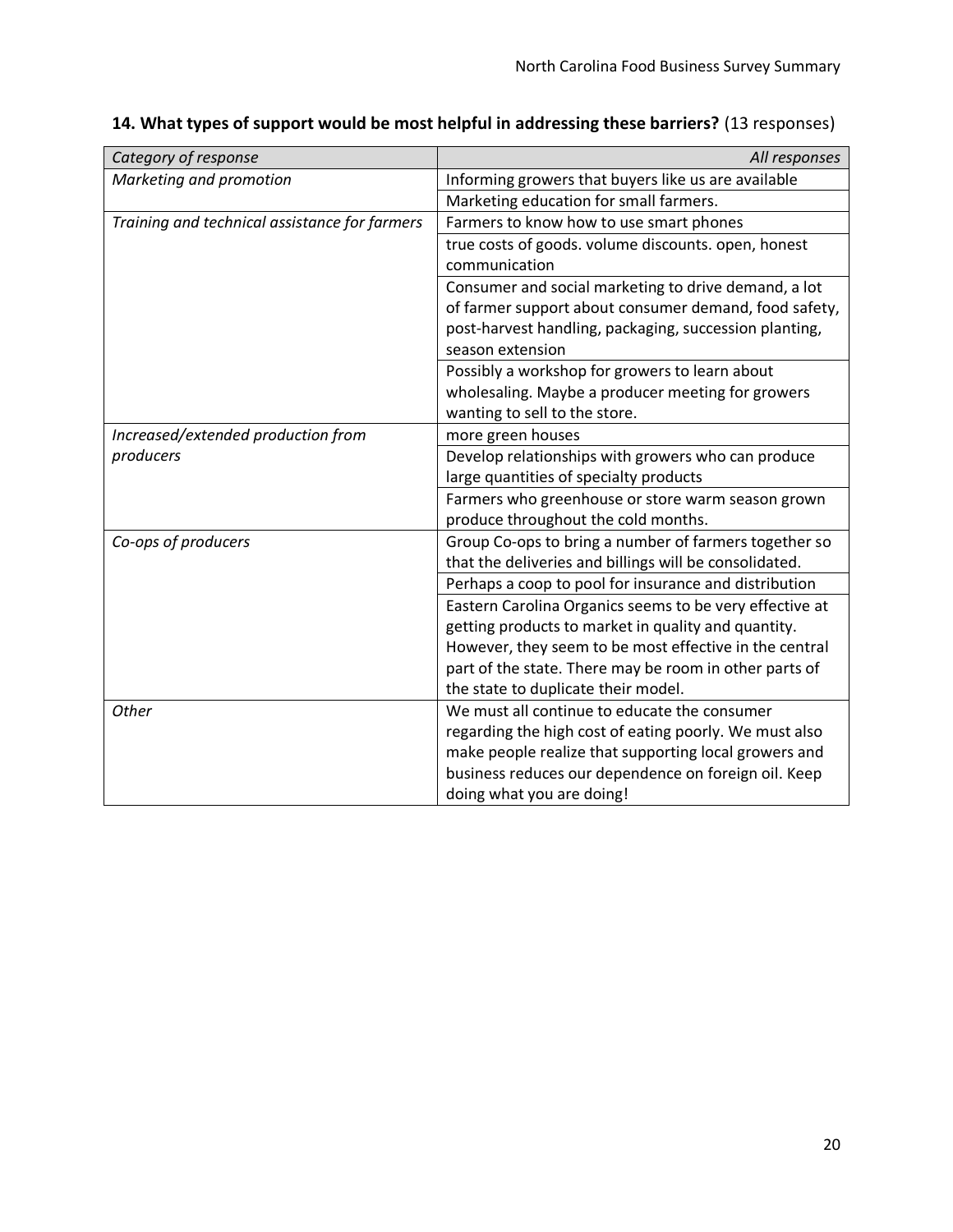**14. What types of support would be most helpful in addressing these barriers?** (13 responses)

| *Category of response* | *All responses* |
|---|---|
| *Marketing and promotion* | Informing growers that buyers like us are available |
| | Marketing education for small farmers. |
| *Training and technical assistance for farmers* | Farmers to know how to use smart phones |
| | true costs of goods. volume discounts. open, honest communication |
| | Consumer and social marketing to drive demand, a lot of farmer support about consumer demand, food safety, post-harvest handling, packaging, succession planting, season extension |
| | Possibly a workshop for growers to learn about wholesaling. Maybe a producer meeting for growers wanting to sell to the store. |
| *Increased/extended production from producers* | more green houses |
| | Develop relationships with growers who can produce large quantities of specialty products |
| | Farmers who greenhouse or store warm season grown produce throughout the cold months. |
| *Co-ops of producers* | Group Co-ops to bring a number of farmers together so that the deliveries and billings will be consolidated. |
| | Perhaps a coop to pool for insurance and distribution |
| | Eastern Carolina Organics seems to be very effective at getting products to market in quality and quantity. However, they seem to be most effective in the central part of the state. There may be room in other parts of the state to duplicate their model. |
| *Other* | We must all continue to educate the consumer regarding the high cost of eating poorly. We must also make people realize that supporting local growers and business reduces our dependence on foreign oil. Keep doing what you are doing! |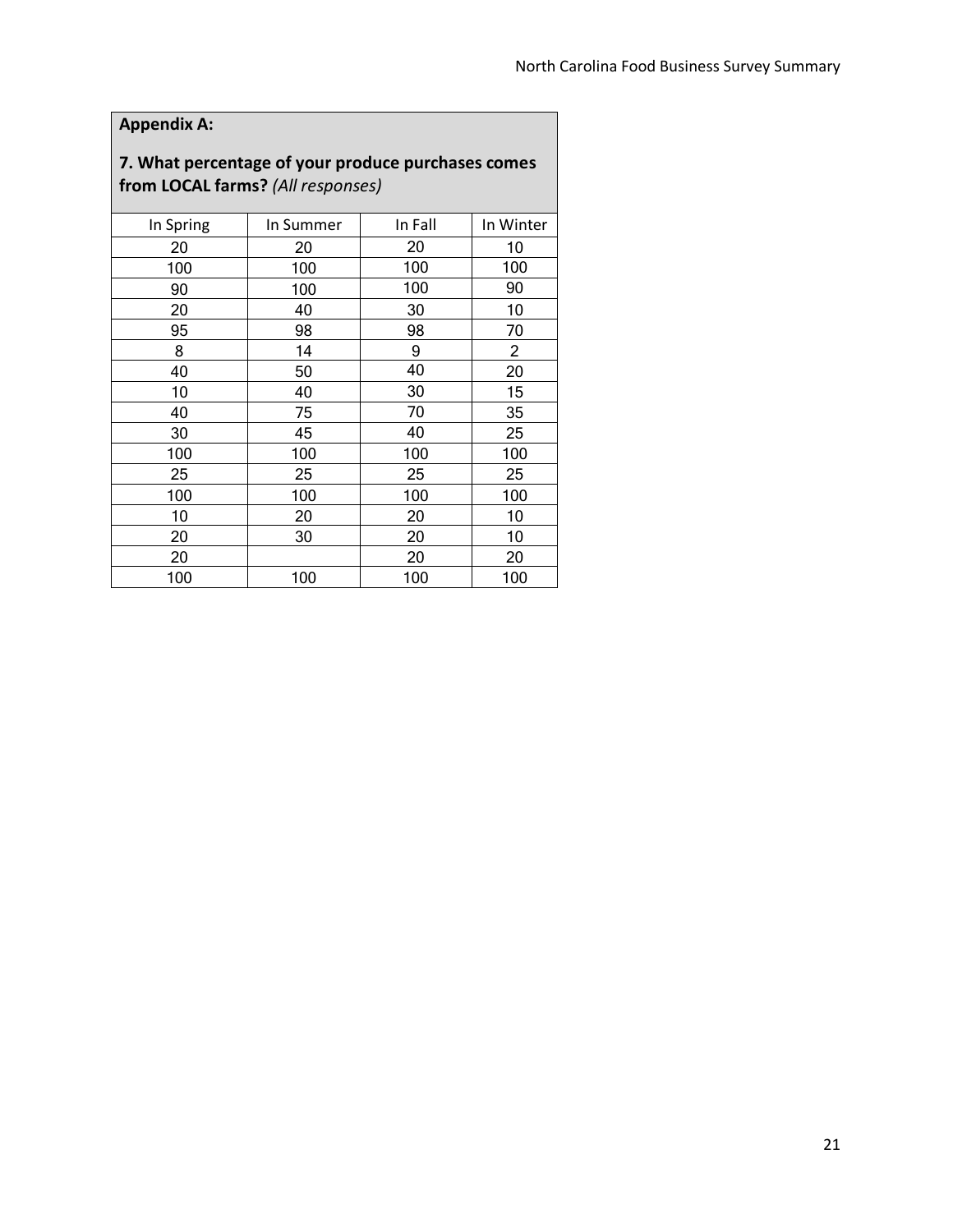**Appendix A:**

**7. What percentage of your produce purchases comes from LOCAL farms?** *(All responses)*

| In Spring | In Summer | In Fall | In Winter |
|---|---|---|---|
| 20 | 20 | 20 | 10 |
| 100 | 100 | 100 | 100 |
| 90 | 100 | 100 | 90 |
| 20 | 40 | 30 | 10 |
| 95 | 98 | 98 | 70 |
| 8 | 14 | 9 | 2 |
| 40 | 50 | 40 | 20 |
| 10 | 40 | 30 | 15 |
| 40 | 75 | 70 | 35 |
| 30 | 45 | 40 | 25 |
| 100 | 100 | 100 | 100 |
| 25 | 25 | 25 | 25 |
| 100 | 100 | 100 | 100 |
| 10 | 20 | 20 | 10 |
| 20 | 30 | 20 | 10 |
| 20 | | 20 | 20 |
| 100 | 100 | 100 | 100 |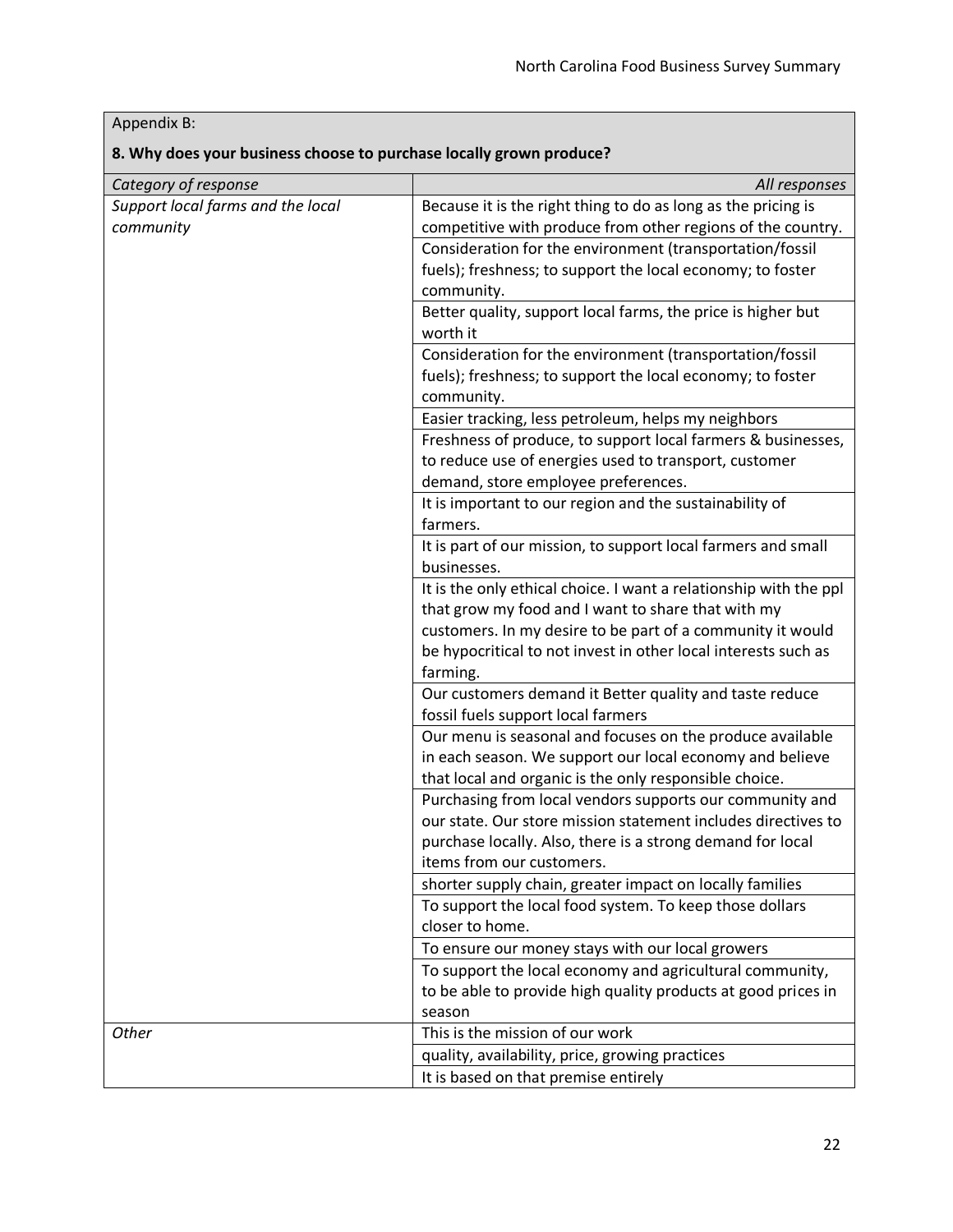Appendix B:

**8. Why does your business choose to purchase locally grown produce?**

| *Category of response* | *All responses* |
|---|---|
| *Support local farms and the local community* | Because it is the right thing to do as long as the pricing is competitive with produce from other regions of the country. |
| | Consideration for the environment (transportation/fossil fuels); freshness; to support the local economy; to foster community. |
| | Better quality, support local farms, the price is higher but worth it |
| | Consideration for the environment (transportation/fossil fuels); freshness; to support the local economy; to foster community. |
| | Easier tracking, less petroleum, helps my neighbors |
| | Freshness of produce, to support local farmers & businesses, to reduce use of energies used to transport, customer demand, store employee preferences. |
| | It is important to our region and the sustainability of farmers. |
| | It is part of our mission, to support local farmers and small businesses. |
| | It is the only ethical choice. I want a relationship with the ppl that grow my food and I want to share that with my customers. In my desire to be part of a community it would be hypocritical to not invest in other local interests such as farming. |
| | Our customers demand it Better quality and taste reduce fossil fuels support local farmers |
| | Our menu is seasonal and focuses on the produce available in each season. We support our local economy and believe that local and organic is the only responsible choice. |
| | Purchasing from local vendors supports our community and our state. Our store mission statement includes directives to purchase locally. Also, there is a strong demand for local items from our customers. |
| | shorter supply chain, greater impact on locally families |
| | To support the local food system. To keep those dollars closer to home. |
| | To ensure our money stays with our local growers |
| | To support the local economy and agricultural community, to be able to provide high quality products at good prices in season |
| *Other* | This is the mission of our work |
| | quality, availability, price, growing practices |
| | It is based on that premise entirely |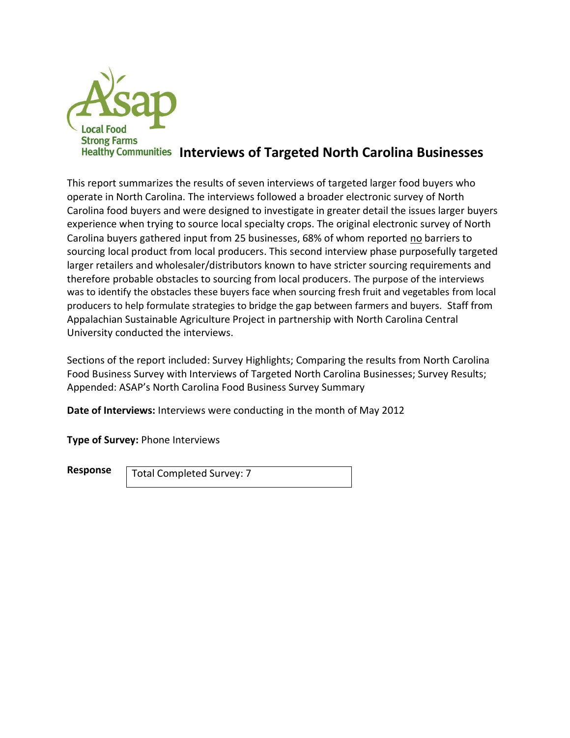Local Food
Strong Farms
Healthy Communities

# Interviews of Targeted North Carolina Businesses

This report summarizes the results of seven interviews of targeted larger food buyers who operate in North Carolina. The interviews followed a broader electronic survey of North Carolina food buyers and were designed to investigate in greater detail the issues larger buyers experience when trying to source local specialty crops. The original electronic survey of North Carolina buyers gathered input from 25 businesses, 68% of whom reported no barriers to sourcing local product from local producers. This second interview phase purposefully targeted larger retailers and wholesaler/distributors known to have stricter sourcing requirements and therefore probable obstacles to sourcing from local producers. The purpose of the interviews was to identify the obstacles these buyers face when sourcing fresh fruit and vegetables from local producers to help formulate strategies to bridge the gap between farmers and buyers. Staff from Appalachian Sustainable Agriculture Project in partnership with North Carolina Central University conducted the interviews.

Sections of the report included: Survey Highlights; Comparing the results from North Carolina Food Business Survey with Interviews of Targeted North Carolina Businesses; Survey Results; Appended: ASAP's North Carolina Food Business Survey Summary

**Date of Interviews:** Interviews were conducting in the month of May 2012

**Type of Survey:** Phone Interviews

**Response** Total Completed Survey: 7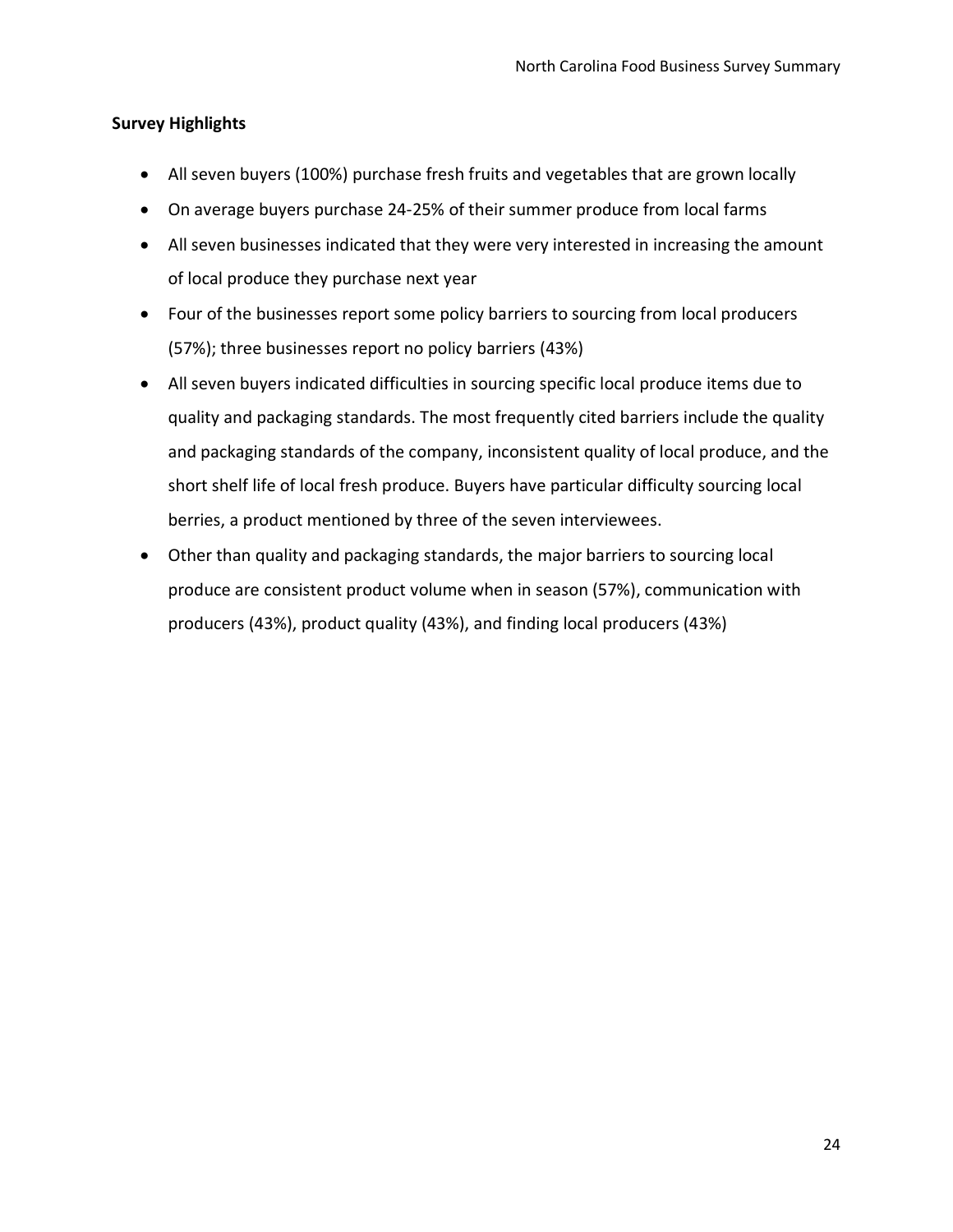**Survey Highlights**

- All seven buyers (100%) purchase fresh fruits and vegetables that are grown locally
- On average buyers purchase 24-25% of their summer produce from local farms
- All seven businesses indicated that they were very interested in increasing the amount of local produce they purchase next year
- Four of the businesses report some policy barriers to sourcing from local producers (57%); three businesses report no policy barriers (43%)
- All seven buyers indicated difficulties in sourcing specific local produce items due to quality and packaging standards. The most frequently cited barriers include the quality and packaging standards of the company, inconsistent quality of local produce, and the short shelf life of local fresh produce. Buyers have particular difficulty sourcing local berries, a product mentioned by three of the seven interviewees.
- Other than quality and packaging standards, the major barriers to sourcing local produce are consistent product volume when in season (57%), communication with producers (43%), product quality (43%), and finding local producers (43%)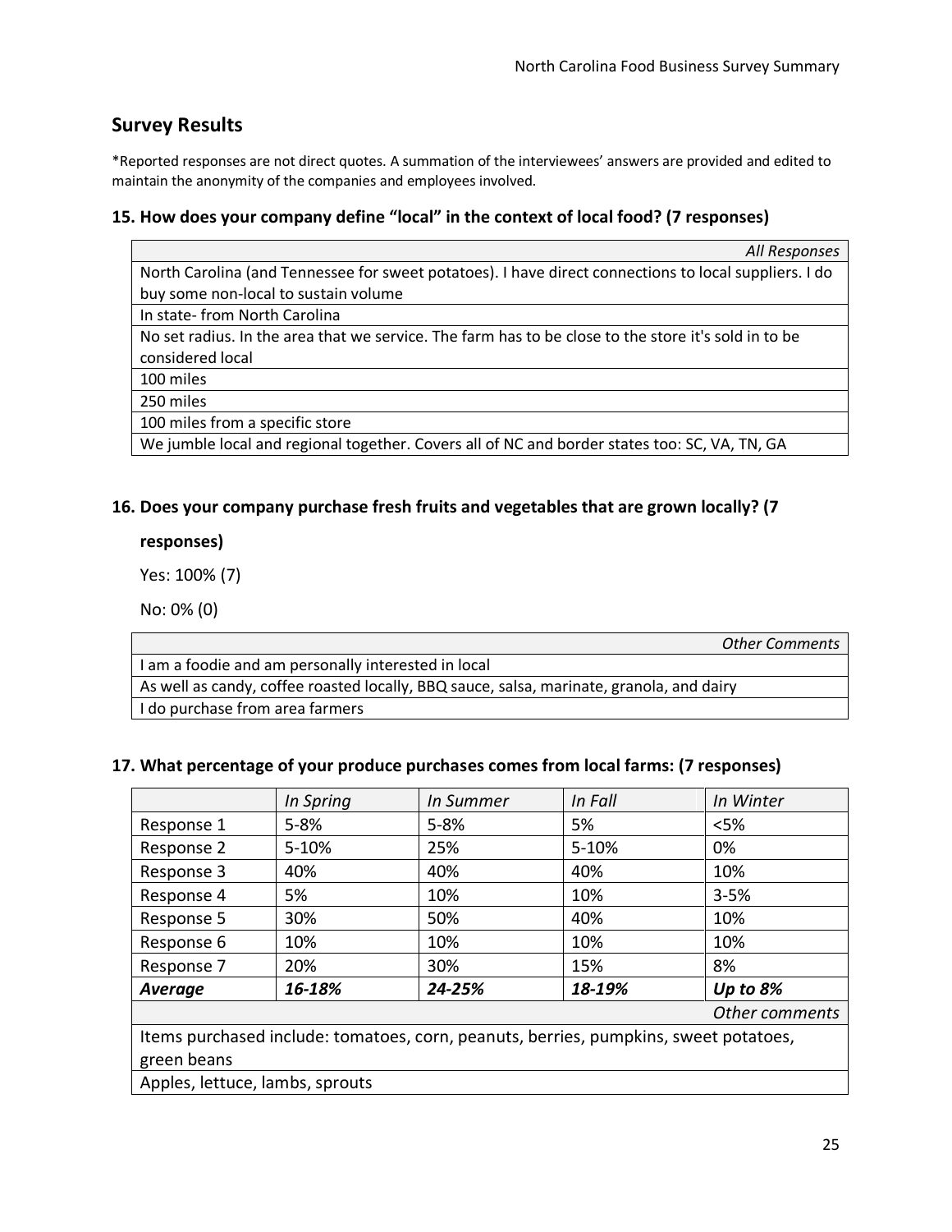## Survey Results

*Reported responses are not direct quotes. A summation of the interviewees' answers are provided and edited to maintain the anonymity of the companies and employees involved.

### 15. How does your company define "local" in the context of local food? (7 responses)

| *All Responses* |
|---|
| North Carolina (and Tennessee for sweet potatoes). I have direct connections to local suppliers. I do buy some non-local to sustain volume |
| In state- from North Carolina |
| No set radius. In the area that we service. The farm has to be close to the store it's sold in to be considered local |
| 100 miles |
| 250 miles |
| 100 miles from a specific store |
| We jumble local and regional together. Covers all of NC and border states too: SC, VA, TN, GA |

### 16. Does your company purchase fresh fruits and vegetables that are grown locally? (7 responses)

Yes: 100% (7)

No: 0% (0)

| *Other Comments* |
|---|
| I am a foodie and am personally interested in local |
| As well as candy, coffee roasted locally, BBQ sauce, salsa, marinate, granola, and dairy |
| I do purchase from area farmers |

### 17. What percentage of your produce purchases comes from local farms: (7 responses)

| | *In Spring* | *In Summer* | *In Fall* | *In Winter* |
|---|---|---|---|---|
| Response 1 | 5-8% | 5-8% | 5% | <5% |
| Response 2 | 5-10% | 25% | 5-10% | 0% |
| Response 3 | 40% | 40% | 40% | 10% |
| Response 4 | 5% | 10% | 10% | 3-5% |
| Response 5 | 30% | 50% | 40% | 10% |
| Response 6 | 10% | 10% | 10% | 10% |
| Response 7 | 20% | 30% | 15% | 8% |
| ***Average*** | ***16-18%*** | ***24-25%*** | ***18-19%*** | ***Up to 8%*** |

| *Other comments* |
|---|
| Items purchased include: tomatoes, corn, peanuts, berries, pumpkins, sweet potatoes, green beans |
| Apples, lettuce, lambs, sprouts |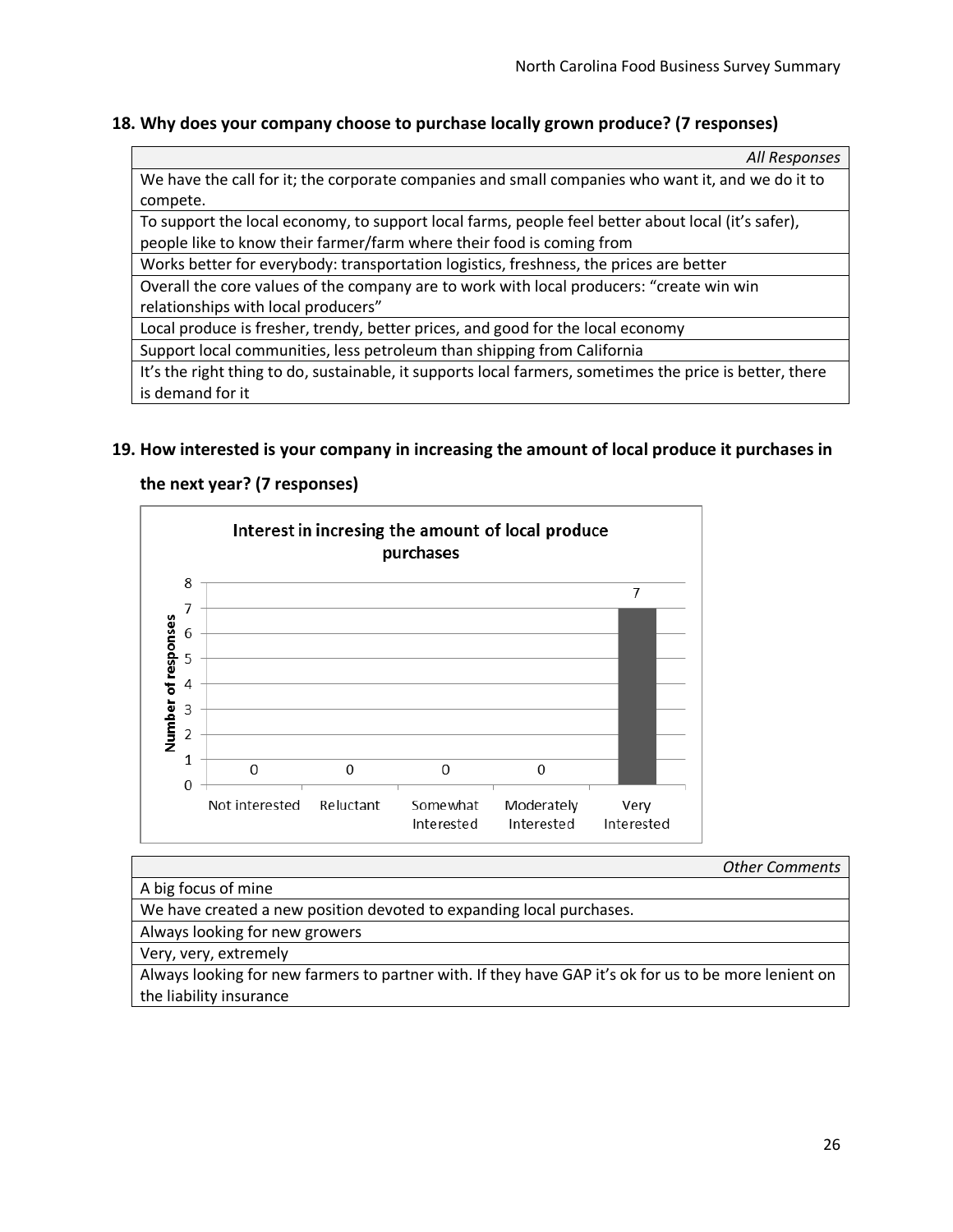### 18. Why does your company choose to purchase locally grown produce? (7 responses)

| *All Responses* |
|---|
| We have the call for it; the corporate companies and small companies who want it, and we do it to compete. |
| To support the local economy, to support local farms, people feel better about local (it's safer), people like to know their farmer/farm where their food is coming from |
| Works better for everybody: transportation logistics, freshness, the prices are better |
| Overall the core values of the company are to work with local producers: "create win win relationships with local producers" |
| Local produce is fresher, trendy, better prices, and good for the local economy |
| Support local communities, less petroleum than shipping from California |
| It's the right thing to do, sustainable, it supports local farmers, sometimes the price is better, there is demand for it |

### 19. How interested is your company in increasing the amount of local produce it purchases in the next year? (7 responses)

Interest in incresing the amount of local produce purchases

Number of responses

8
7
6
5
4
3
2
1
0

Not interested: 0
Reluctant: 0
Somewhat Interested: 0
Moderately Interested: 0
Very Interested: 7

| *Other Comments* |
|---|
| A big focus of mine |
| We have created a new position devoted to expanding local purchases. |
| Always looking for new growers |
| Very, very, extremely |
| Always looking for new farmers to partner with. If they have GAP it's ok for us to be more lenient on the liability insurance |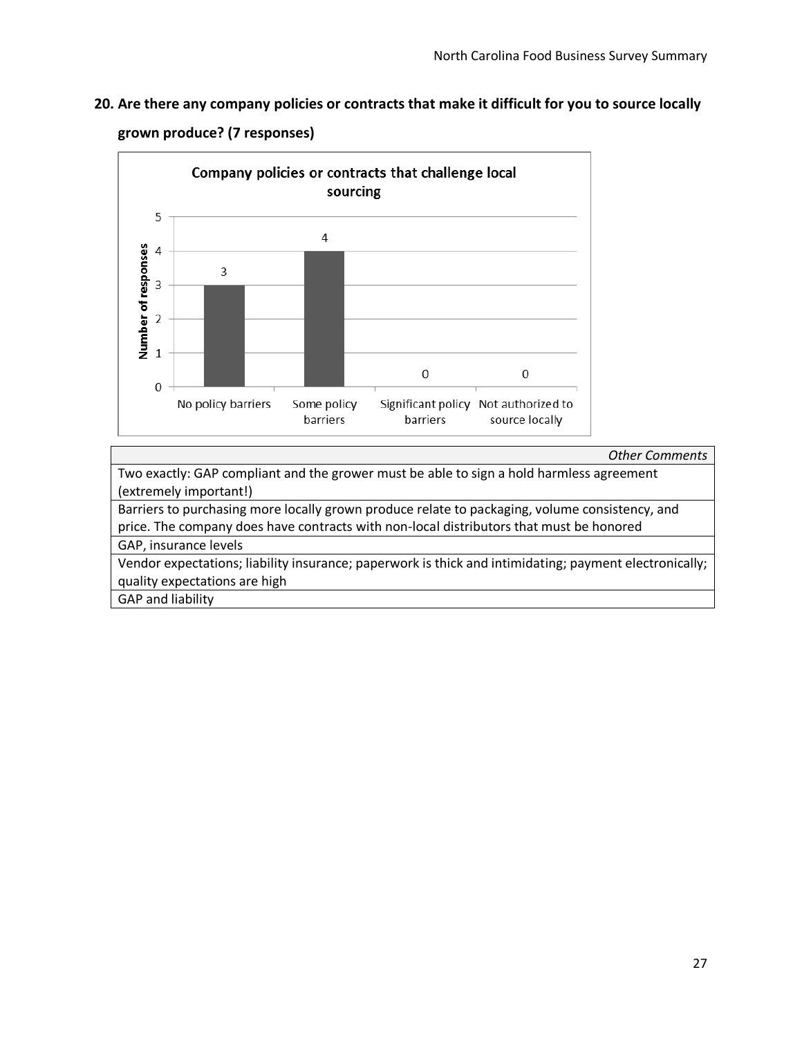**20. Are there any company policies or contracts that make it difficult for you to source locally grown produce? (7 responses)**

Company policies or contracts that challenge local sourcing

Number of responses

5
4
3
2
1
0

3
4
0
0

No policy barriers
Some policy barriers
Significant policy barriers
Not authorized to source locally

| *Other Comments* |
|---|
| Two exactly: GAP compliant and the grower must be able to sign a hold harmless agreement (extremely important!) |
| Barriers to purchasing more locally grown produce relate to packaging, volume consistency, and price. The company does have contracts with non-local distributors that must be honored |
| GAP, insurance levels |
| Vendor expectations; liability insurance; paperwork is thick and intimidating; payment electronically; quality expectations are high |
| GAP and liability |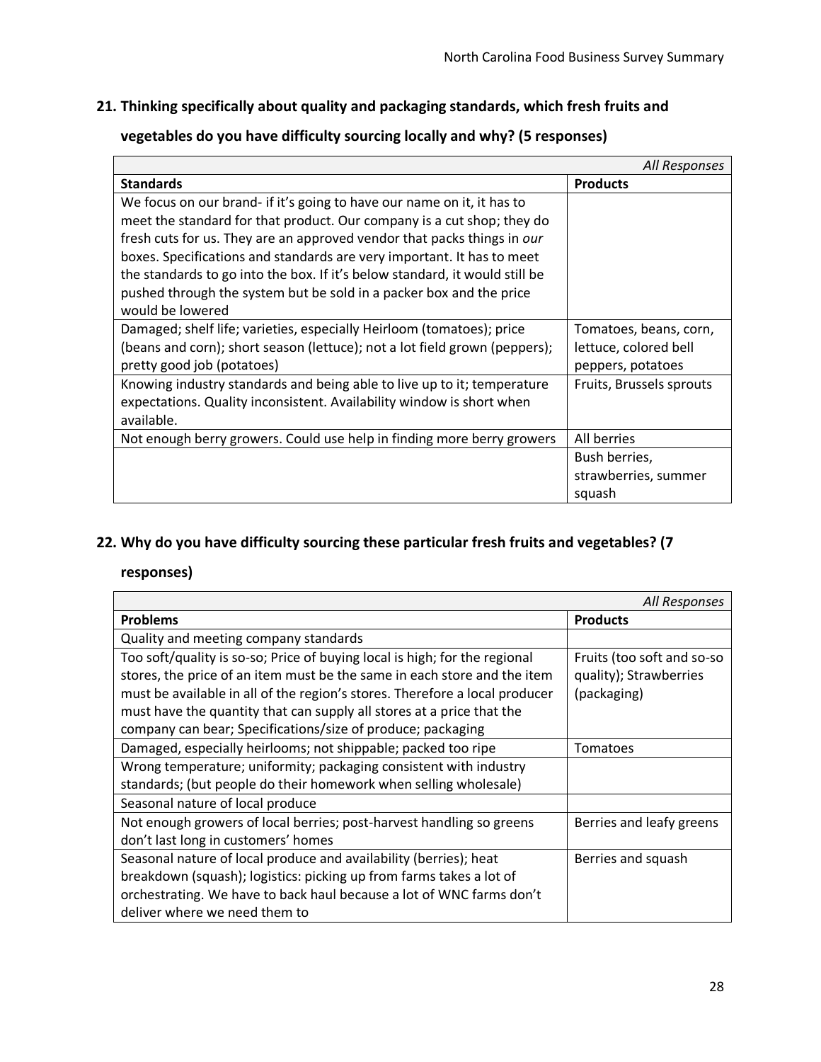## 21. Thinking specifically about quality and packaging standards, which fresh fruits and vegetables do you have difficulty sourcing locally and why? (5 responses)

| | *All Responses* |
|---|---|
| **Standards** | **Products** |
| We focus on our brand- if it's going to have our name on it, it has to meet the standard for that product. Our company is a cut shop; they do fresh cuts for us. They are an approved vendor that packs things in *our* boxes. Specifications and standards are very important. It has to meet the standards to go into the box. If it's below standard, it would still be pushed through the system but be sold in a packer box and the price would be lowered | |
| Damaged; shelf life; varieties, especially Heirloom (tomatoes); price (beans and corn); short season (lettuce); not a lot field grown (peppers); pretty good job (potatoes) | Tomatoes, beans, corn, lettuce, colored bell peppers, potatoes |
| Knowing industry standards and being able to live up to it; temperature expectations. Quality inconsistent. Availability window is short when available. | Fruits, Brussels sprouts |
| Not enough berry growers. Could use help in finding more berry growers | All berries |
| | Bush berries, strawberries, summer squash |

## 22. Why do you have difficulty sourcing these particular fresh fruits and vegetables? (7 responses)

| | *All Responses* |
|---|---|
| **Problems** | **Products** |
| Quality and meeting company standards | |
| Too soft/quality is so-so; Price of buying local is high; for the regional stores, the price of an item must be the same in each store and the item must be available in all of the region's stores. Therefore a local producer must have the quantity that can supply all stores at a price that the company can bear; Specifications/size of produce; packaging | Fruits (too soft and so-so quality); Strawberries (packaging) |
| Damaged, especially heirlooms; not shippable; packed too ripe | Tomatoes |
| Wrong temperature; uniformity; packaging consistent with industry standards; (but people do their homework when selling wholesale) | |
| Seasonal nature of local produce | |
| Not enough growers of local berries; post-harvest handling so greens don't last long in customers' homes | Berries and leafy greens |
| Seasonal nature of local produce and availability (berries); heat breakdown (squash); logistics: picking up from farms takes a lot of orchestrating. We have to back haul because a lot of WNC farms don't deliver where we need them to | Berries and squash |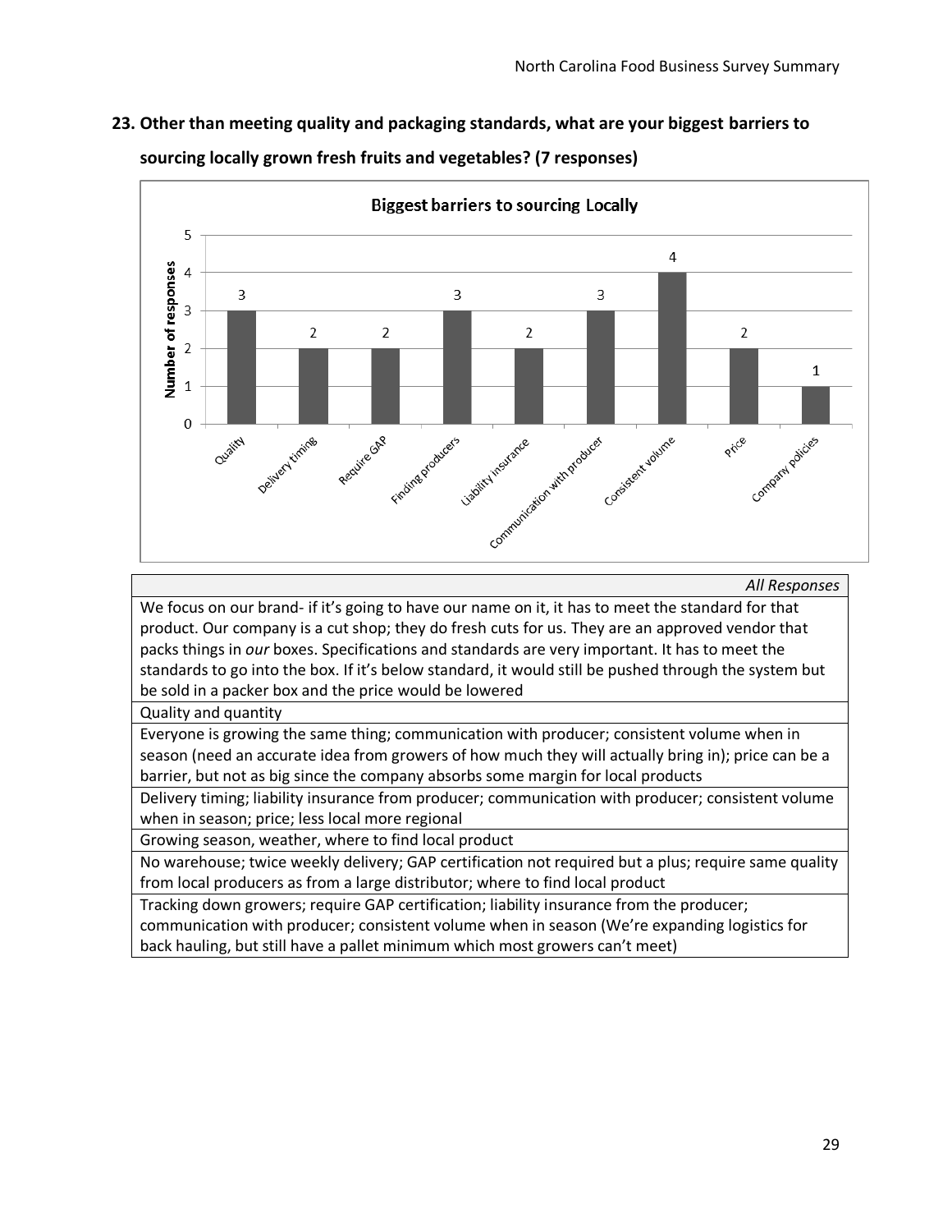**23. Other than meeting quality and packaging standards, what are your biggest barriers to sourcing locally grown fresh fruits and vegetables? (7 responses)**

Biggest barriers to sourcing Locally

Number of responses

0
1
2
3
4
5

3
2
2
3
2
3
4
2
1

Quality
Delivery timing
Require GAP
Finding producers
Liability insurance
Communication with producer
Consistent volume
Price
Company policies

| *All Responses* |
| --- |
| We focus on our brand- if it's going to have our name on it, it has to meet the standard for that product. Our company is a cut shop; they do fresh cuts for us. They are an approved vendor that packs things in *our* boxes. Specifications and standards are very important. It has to meet the standards to go into the box. If it's below standard, it would still be pushed through the system but be sold in a packer box and the price would be lowered |
| Quality and quantity |
| Everyone is growing the same thing; communication with producer; consistent volume when in season (need an accurate idea from growers of how much they will actually bring in); price can be a barrier, but not as big since the company absorbs some margin for local products |
| Delivery timing; liability insurance from producer; communication with producer; consistent volume when in season; price; less local more regional |
| Growing season, weather, where to find local product |
| No warehouse; twice weekly delivery; GAP certification not required but a plus; require same quality from local producers as from a large distributor; where to find local product |
| Tracking down growers; require GAP certification; liability insurance from the producer; communication with producer; consistent volume when in season (We're expanding logistics for back hauling, but still have a pallet minimum which most growers can't meet) |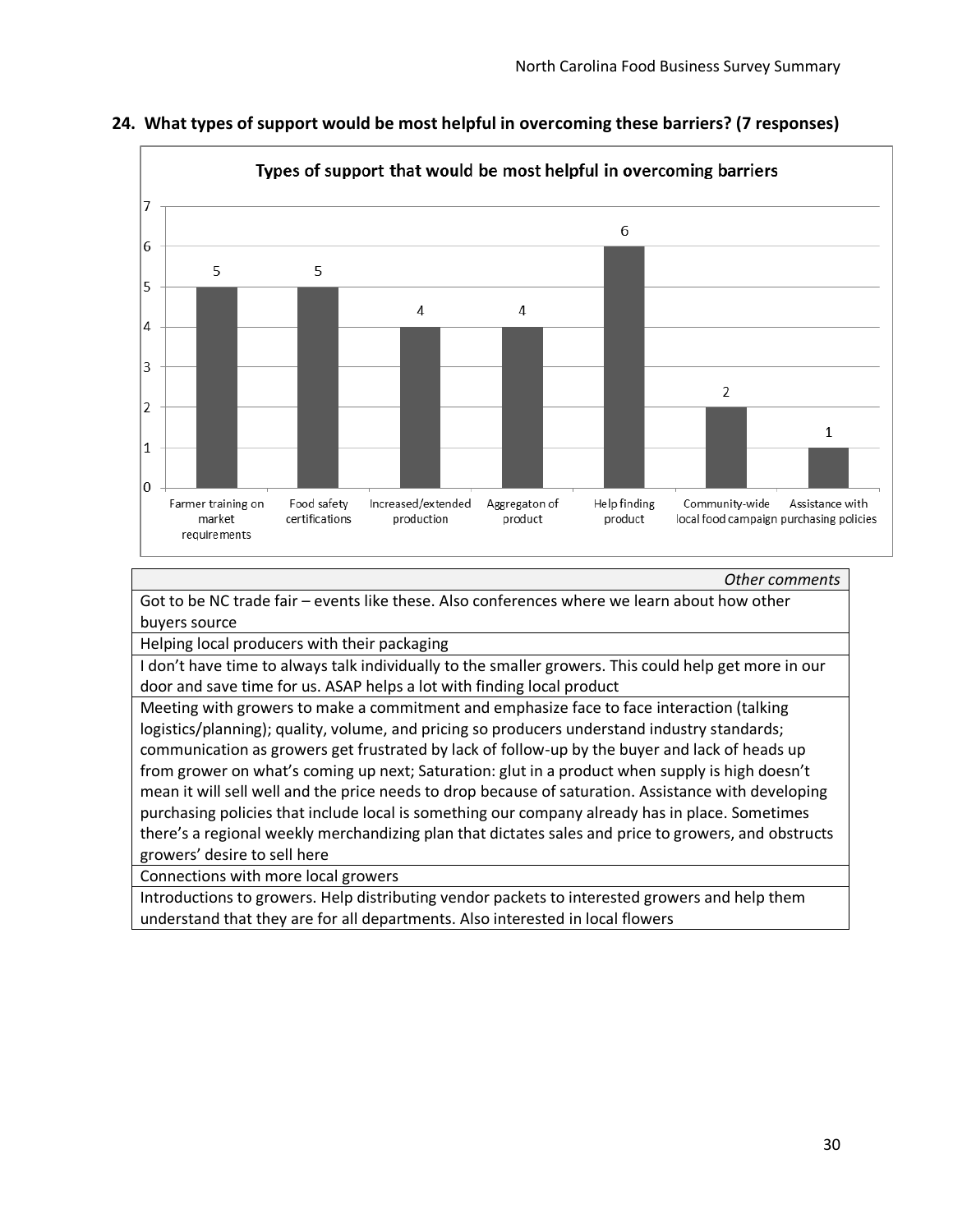**24. What types of support would be most helpful in overcoming these barriers? (7 responses)**

Types of support that would be most helpful in overcoming barriers

7
6
5
4
3
2
1
0

5
5
4
4
6
2
1

Farmer training on market requirements
Food safety certifications
Increased/extended production
Aggregaton of product
Help finding product
Community-wide local food campaign
Assistance with purchasing policies

| *Other comments* |
|---|
| Got to be NC trade fair – events like these. Also conferences where we learn about how other buyers source |
| Helping local producers with their packaging |
| I don't have time to always talk individually to the smaller growers. This could help get more in our door and save time for us. ASAP helps a lot with finding local product |
| Meeting with growers to make a commitment and emphasize face to face interaction (talking logistics/planning); quality, volume, and pricing so producers understand industry standards; communication as growers get frustrated by lack of follow-up by the buyer and lack of heads up from grower on what's coming up next; Saturation: glut in a product when supply is high doesn't mean it will sell well and the price needs to drop because of saturation. Assistance with developing purchasing policies that include local is something our company already has in place. Sometimes there's a regional weekly merchandizing plan that dictates sales and price to growers, and obstructs growers' desire to sell here |
| Connections with more local growers |
| Introductions to growers. Help distributing vendor packets to interested growers and help them understand that they are for all departments. Also interested in local flowers |